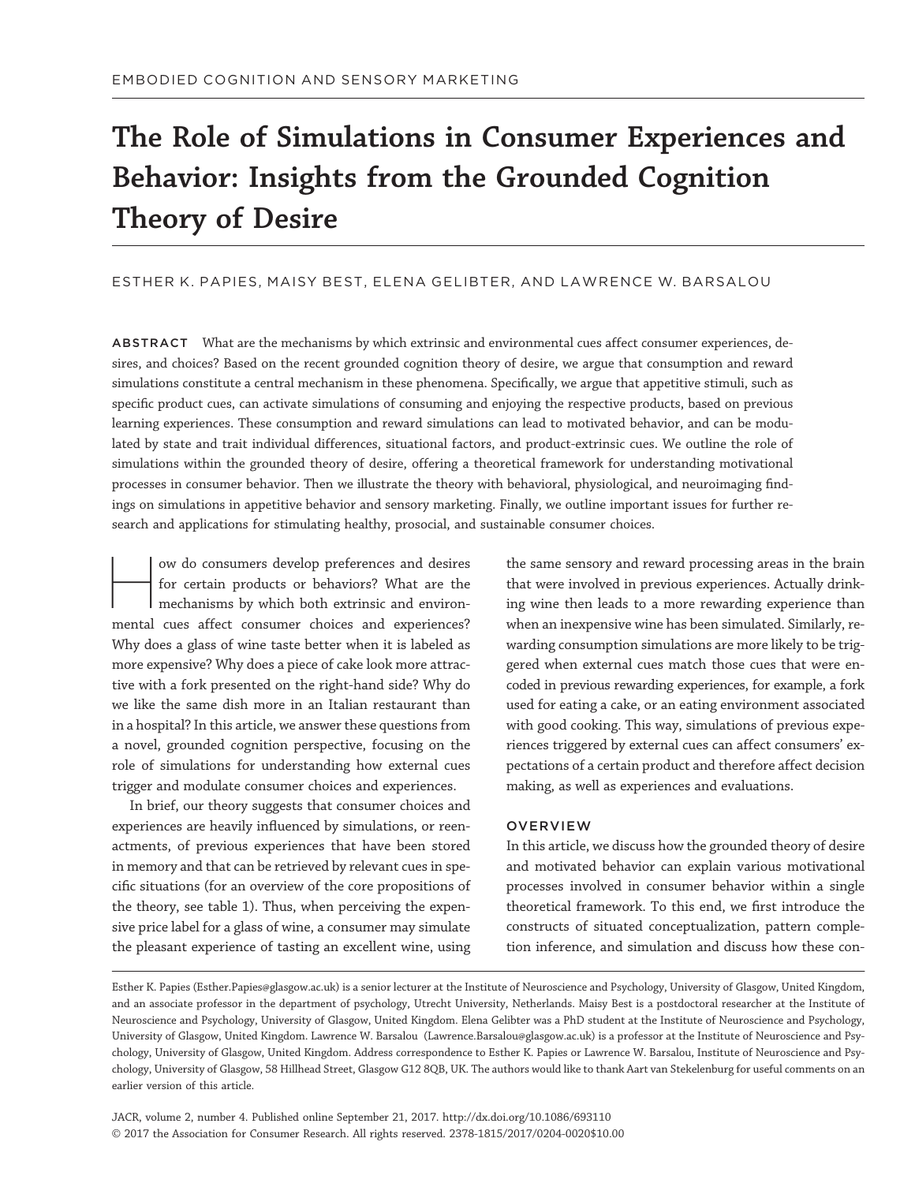EMBODIED COGNITION AND SENSORY MARKETING

# The Role of Simulations in Consumer Experiences and Behavior: Insights from the Grounded Cognition Theory of Desire

ESTHER K. PAPIES, MAISY BEST, ELENA GELIBTER, AND LAWRENCE W. BARSALOU

**ABSTRACT** What are the mechanisms by which extrinsic and environmental cues affect consumer experiences, desires, and choices? Based on the recent grounded cognition theory of desire, we argue that consumption and reward simulations constitute a central mechanism in these phenomena. Specifically, we argue that appetitive stimuli, such as specific product cues, can activate simulations of consuming and enjoying the respective products, based on previous learning experiences. These consumption and reward simulations can lead to motivated behavior, and can be modulated by state and trait individual differences, situational factors, and product-extrinsic cues. We outline the role of simulations within the grounded theory of desire, offering a theoretical framework for understanding motivational processes in consumer behavior. Then we illustrate the theory with behavioral, physiological, and neuroimaging findings on simulations in appetitive behavior and sensory marketing. Finally, we outline important issues for further research and applications for stimulating healthy, prosocial, and sustainable consumer choices.

How do consumers develop preferences and desires for certain products or behaviors? What are the mechanisms by which both extrinsic and environmental cues affect consumer choices and experiences? Why does a glass of wine taste better when it is labeled as more expensive? Why does a piece of cake look more attractive with a fork presented on the right-hand side? Why do we like the same dish more in an Italian restaurant than in a hospital? In this article, we answer these questions from a novel, grounded cognition perspective, focusing on the role of simulations for understanding how external cues trigger and modulate consumer choices and experiences.

In brief, our theory suggests that consumer choices and experiences are heavily influenced by simulations, or reenactments, of previous experiences that have been stored in memory and that can be retrieved by relevant cues in specific situations (for an overview of the core propositions of the theory, see table 1). Thus, when perceiving the expensive price label for a glass of wine, a consumer may simulate the pleasant experience of tasting an excellent wine, using the same sensory and reward processing areas in the brain that were involved in previous experiences. Actually drinking wine then leads to a more rewarding experience than when an inexpensive wine has been simulated. Similarly, rewarding consumption simulations are more likely to be triggered when external cues match those cues that were encoded in previous rewarding experiences, for example, a fork used for eating a cake, or an eating environment associated with good cooking. This way, simulations of previous experiences triggered by external cues can affect consumers' expectations of a certain product and therefore affect decision making, as well as experiences and evaluations.

## OVERVIEW

In this article, we discuss how the grounded theory of desire and motivated behavior can explain various motivational processes involved in consumer behavior within a single theoretical framework. To this end, we first introduce the constructs of situated conceptualization, pattern completion inference, and simulation and discuss how these con-

Esther K. Papies (Esther.Papies@glasgow.ac.uk) is a senior lecturer at the Institute of Neuroscience and Psychology, University of Glasgow, United Kingdom, and an associate professor in the department of psychology, Utrecht University, Netherlands. Maisy Best is a postdoctoral researcher at the Institute of Neuroscience and Psychology, University of Glasgow, United Kingdom. Elena Gelibter was a PhD student at the Institute of Neuroscience and Psychology, University of Glasgow, United Kingdom. Lawrence W. Barsalou (Lawrence.Barsalou@glasgow.ac.uk) is a professor at the Institute of Neuroscience and Psychology, University of Glasgow, United Kingdom. Address correspondence to Esther K. Papies or Lawrence W. Barsalou, Institute of Neuroscience and Psychology, University of Glasgow, 58 Hillhead Street, Glasgow G12 8QB, UK. The authors would like to thank Aart van Stekelenburg for useful comments on an earlier version of this article.

JACR, volume 2, number 4. Published online September 21, 2017. http://dx.doi.org/10.1086/693110
© 2017 the Association for Consumer Research. All rights reserved. 2378-1815/2017/0204-0020$10.00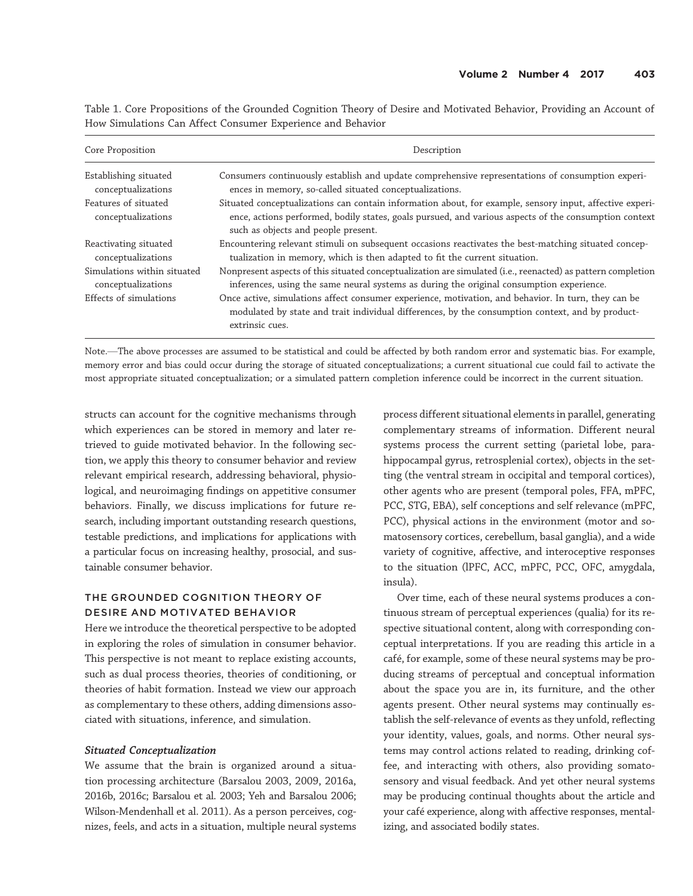Table 1. Core Propositions of the Grounded Cognition Theory of Desire and Motivated Behavior, Providing an Account of How Simulations Can Affect Consumer Experience and Behavior

| Core Proposition | Description |
| --- | --- |
| Establishing situated conceptualizations | Consumers continuously establish and update comprehensive representations of consumption experiences in memory, so-called situated conceptualizations. |
| Features of situated conceptualizations | Situated conceptualizations can contain information about, for example, sensory input, affective experience, actions performed, bodily states, goals pursued, and various aspects of the consumption context such as objects and people present. |
| Reactivating situated conceptualizations | Encountering relevant stimuli on subsequent occasions reactivates the best-matching situated conceptualization in memory, which is then adapted to fit the current situation. |
| Simulations within situated conceptualizations | Nonpresent aspects of this situated conceptualization are simulated (i.e., reenacted) as pattern completion inferences, using the same neural systems as during the original consumption experience. |
| Effects of simulations | Once active, simulations affect consumer experience, motivation, and behavior. In turn, they can be modulated by state and trait individual differences, by the consumption context, and by product-extrinsic cues. |

Note.—The above processes are assumed to be statistical and could be affected by both random error and systematic bias. For example, memory error and bias could occur during the storage of situated conceptualizations; a current situational cue could fail to activate the most appropriate situated conceptualization; or a simulated pattern completion inference could be incorrect in the current situation.

structs can account for the cognitive mechanisms through which experiences can be stored in memory and later retrieved to guide motivated behavior. In the following section, we apply this theory to consumer behavior and review relevant empirical research, addressing behavioral, physiological, and neuroimaging findings on appetitive consumer behaviors. Finally, we discuss implications for future research, including important outstanding research questions, testable predictions, and implications for applications with a particular focus on increasing healthy, prosocial, and sustainable consumer behavior.

## THE GROUNDED COGNITION THEORY OF DESIRE AND MOTIVATED BEHAVIOR

Here we introduce the theoretical perspective to be adopted in exploring the roles of simulation in consumer behavior. This perspective is not meant to replace existing accounts, such as dual process theories, theories of conditioning, or theories of habit formation. Instead we view our approach as complementary to these others, adding dimensions associated with situations, inference, and simulation.

### *Situated Conceptualization*

We assume that the brain is organized around a situation processing architecture (Barsalou 2003, 2009, 2016a, 2016b, 2016c; Barsalou et al. 2003; Yeh and Barsalou 2006; Wilson-Mendenhall et al. 2011). As a person perceives, cognizes, feels, and acts in a situation, multiple neural systems process different situational elements in parallel, generating complementary streams of information. Different neural systems process the current setting (parietal lobe, parahippocampal gyrus, retrosplenial cortex), objects in the setting (the ventral stream in occipital and temporal cortices), other agents who are present (temporal poles, FFA, mPFC, PCC, STG, EBA), self conceptions and self relevance (mPFC, PCC), physical actions in the environment (motor and somatosensory cortices, cerebellum, basal ganglia), and a wide variety of cognitive, affective, and interoceptive responses to the situation (lPFC, ACC, mPFC, PCC, OFC, amygdala, insula).

Over time, each of these neural systems produces a continuous stream of perceptual experiences (qualia) for its respective situational content, along with corresponding conceptual interpretations. If you are reading this article in a café, for example, some of these neural systems may be producing streams of perceptual and conceptual information about the space you are in, its furniture, and the other agents present. Other neural systems may continually establish the self-relevance of events as they unfold, reflecting your identity, values, goals, and norms. Other neural systems may control actions related to reading, drinking coffee, and interacting with others, also providing somatosensory and visual feedback. And yet other neural systems may be producing continual thoughts about the article and your café experience, along with affective responses, mentalizing, and associated bodily states.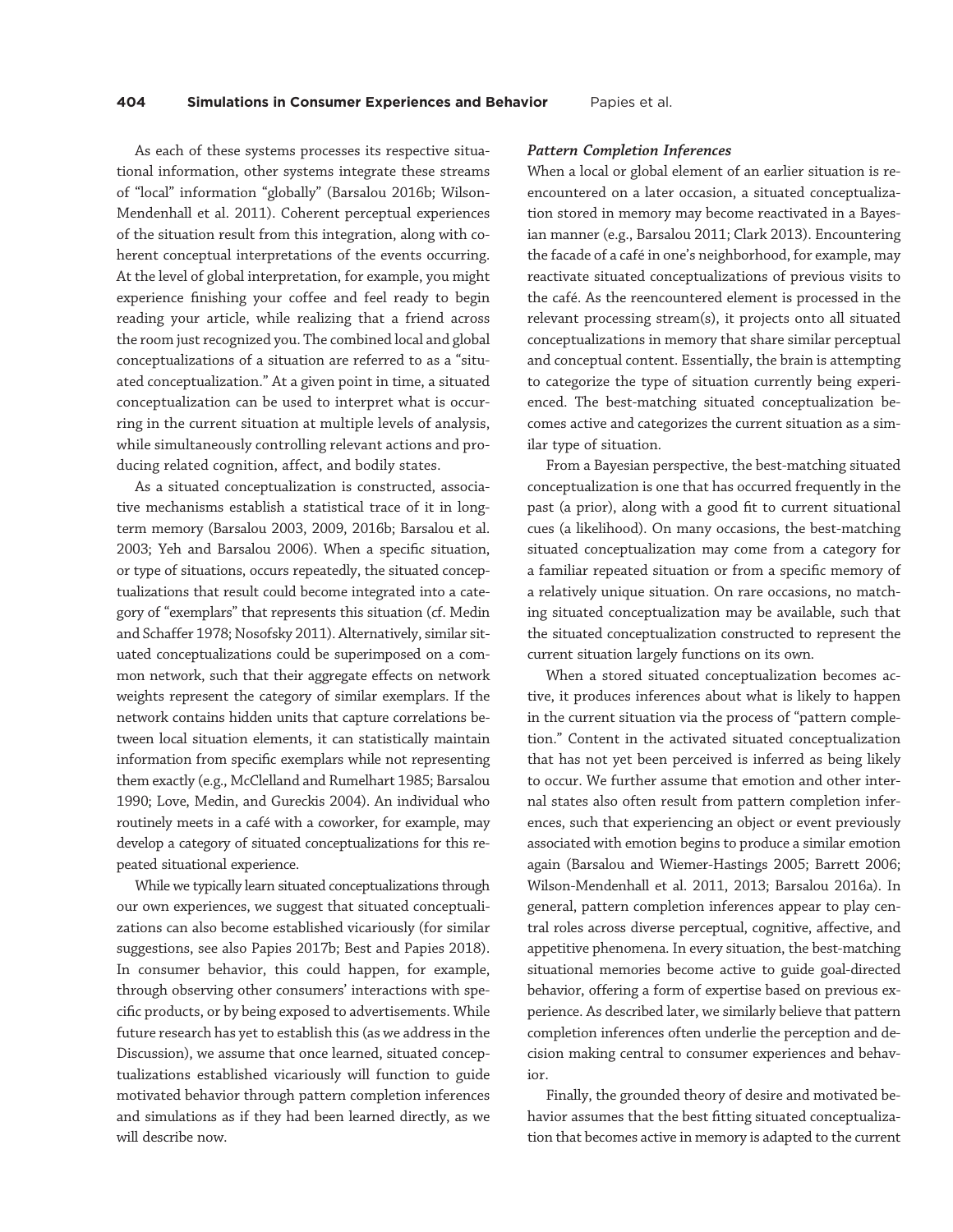As each of these systems processes its respective situational information, other systems integrate these streams of "local" information "globally" (Barsalou 2016b; Wilson-Mendenhall et al. 2011). Coherent perceptual experiences of the situation result from this integration, along with coherent conceptual interpretations of the events occurring. At the level of global interpretation, for example, you might experience finishing your coffee and feel ready to begin reading your article, while realizing that a friend across the room just recognized you. The combined local and global conceptualizations of a situation are referred to as a "situated conceptualization." At a given point in time, a situated conceptualization can be used to interpret what is occurring in the current situation at multiple levels of analysis, while simultaneously controlling relevant actions and producing related cognition, affect, and bodily states.

As a situated conceptualization is constructed, associative mechanisms establish a statistical trace of it in long-term memory (Barsalou 2003, 2009, 2016b; Barsalou et al. 2003; Yeh and Barsalou 2006). When a specific situation, or type of situations, occurs repeatedly, the situated conceptualizations that result could become integrated into a category of "exemplars" that represents this situation (cf. Medin and Schaffer 1978; Nosofsky 2011). Alternatively, similar situated conceptualizations could be superimposed on a common network, such that their aggregate effects on network weights represent the category of similar exemplars. If the network contains hidden units that capture correlations between local situation elements, it can statistically maintain information from specific exemplars while not representing them exactly (e.g., McClelland and Rumelhart 1985; Barsalou 1990; Love, Medin, and Gureckis 2004). An individual who routinely meets in a café with a coworker, for example, may develop a category of situated conceptualizations for this repeated situational experience.

While we typically learn situated conceptualizations through our own experiences, we suggest that situated conceptualizations can also become established vicariously (for similar suggestions, see also Papies 2017b; Best and Papies 2018). In consumer behavior, this could happen, for example, through observing other consumers' interactions with specific products, or by being exposed to advertisements. While future research has yet to establish this (as we address in the Discussion), we assume that once learned, situated conceptualizations established vicariously will function to guide motivated behavior through pattern completion inferences and simulations as if they had been learned directly, as we will describe now.

#### *Pattern Completion Inferences*

When a local or global element of an earlier situation is reencountered on a later occasion, a situated conceptualization stored in memory may become reactivated in a Bayesian manner (e.g., Barsalou 2011; Clark 2013). Encountering the facade of a café in one's neighborhood, for example, may reactivate situated conceptualizations of previous visits to the café. As the reencountered element is processed in the relevant processing stream(s), it projects onto all situated conceptualizations in memory that share similar perceptual and conceptual content. Essentially, the brain is attempting to categorize the type of situation currently being experienced. The best-matching situated conceptualization becomes active and categorizes the current situation as a similar type of situation.

From a Bayesian perspective, the best-matching situated conceptualization is one that has occurred frequently in the past (a prior), along with a good fit to current situational cues (a likelihood). On many occasions, the best-matching situated conceptualization may come from a category for a familiar repeated situation or from a specific memory of a relatively unique situation. On rare occasions, no matching situated conceptualization may be available, such that the situated conceptualization constructed to represent the current situation largely functions on its own.

When a stored situated conceptualization becomes active, it produces inferences about what is likely to happen in the current situation via the process of "pattern completion." Content in the activated situated conceptualization that has not yet been perceived is inferred as being likely to occur. We further assume that emotion and other internal states also often result from pattern completion inferences, such that experiencing an object or event previously associated with emotion begins to produce a similar emotion again (Barsalou and Wiemer-Hastings 2005; Barrett 2006; Wilson-Mendenhall et al. 2011, 2013; Barsalou 2016a). In general, pattern completion inferences appear to play central roles across diverse perceptual, cognitive, affective, and appetitive phenomena. In every situation, the best-matching situational memories become active to guide goal-directed behavior, offering a form of expertise based on previous experience. As described later, we similarly believe that pattern completion inferences often underlie the perception and decision making central to consumer experiences and behavior.

Finally, the grounded theory of desire and motivated behavior assumes that the best fitting situated conceptualization that becomes active in memory is adapted to the current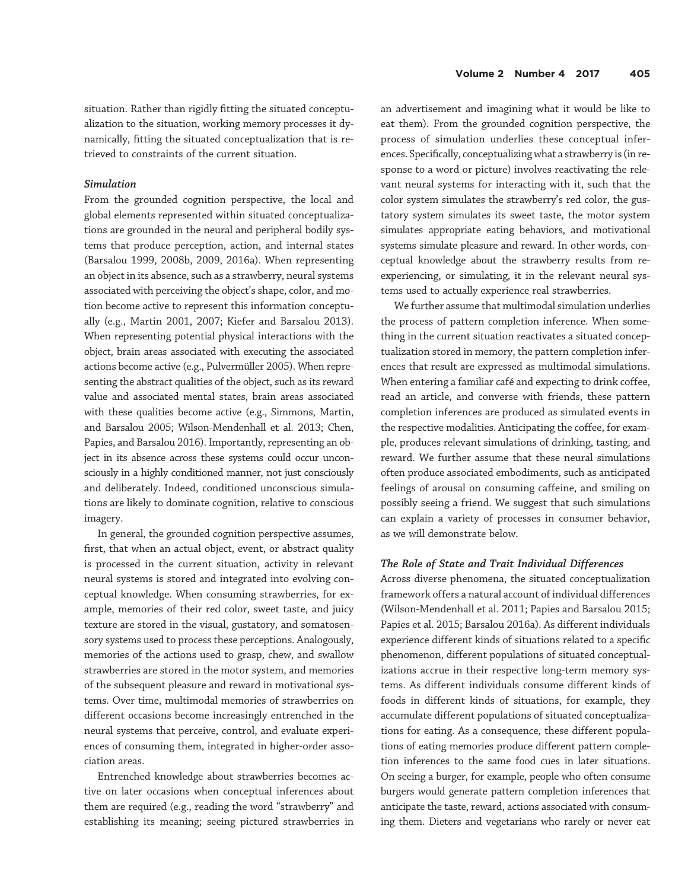situation. Rather than rigidly fitting the situated conceptualization to the situation, working memory processes it dynamically, fitting the situated conceptualization that is retrieved to constraints of the current situation.

### *Simulation*

From the grounded cognition perspective, the local and global elements represented within situated conceptualizations are grounded in the neural and peripheral bodily systems that produce perception, action, and internal states (Barsalou 1999, 2008b, 2009, 2016a). When representing an object in its absence, such as a strawberry, neural systems associated with perceiving the object's shape, color, and motion become active to represent this information conceptually (e.g., Martin 2001, 2007; Kiefer and Barsalou 2013). When representing potential physical interactions with the object, brain areas associated with executing the associated actions become active (e.g., Pulvermüller 2005). When representing the abstract qualities of the object, such as its reward value and associated mental states, brain areas associated with these qualities become active (e.g., Simmons, Martin, and Barsalou 2005; Wilson-Mendenhall et al. 2013; Chen, Papies, and Barsalou 2016). Importantly, representing an object in its absence across these systems could occur unconsciously in a highly conditioned manner, not just consciously and deliberately. Indeed, conditioned unconscious simulations are likely to dominate cognition, relative to conscious imagery.

In general, the grounded cognition perspective assumes, first, that when an actual object, event, or abstract quality is processed in the current situation, activity in relevant neural systems is stored and integrated into evolving conceptual knowledge. When consuming strawberries, for example, memories of their red color, sweet taste, and juicy texture are stored in the visual, gustatory, and somatosensory systems used to process these perceptions. Analogously, memories of the actions used to grasp, chew, and swallow strawberries are stored in the motor system, and memories of the subsequent pleasure and reward in motivational systems. Over time, multimodal memories of strawberries on different occasions become increasingly entrenched in the neural systems that perceive, control, and evaluate experiences of consuming them, integrated in higher-order association areas.

Entrenched knowledge about strawberries becomes active on later occasions when conceptual inferences about them are required (e.g., reading the word "strawberry" and establishing its meaning; seeing pictured strawberries in an advertisement and imagining what it would be like to eat them). From the grounded cognition perspective, the process of simulation underlies these conceptual inferences. Specifically, conceptualizing what a strawberry is (in response to a word or picture) involves reactivating the relevant neural systems for interacting with it, such that the color system simulates the strawberry's red color, the gustatory system simulates its sweet taste, the motor system simulates appropriate eating behaviors, and motivational systems simulate pleasure and reward. In other words, conceptual knowledge about the strawberry results from reexperiencing, or simulating, it in the relevant neural systems used to actually experience real strawberries.

We further assume that multimodal simulation underlies the process of pattern completion inference. When something in the current situation reactivates a situated conceptualization stored in memory, the pattern completion inferences that result are expressed as multimodal simulations. When entering a familiar café and expecting to drink coffee, read an article, and converse with friends, these pattern completion inferences are produced as simulated events in the respective modalities. Anticipating the coffee, for example, produces relevant simulations of drinking, tasting, and reward. We further assume that these neural simulations often produce associated embodiments, such as anticipated feelings of arousal on consuming caffeine, and smiling on possibly seeing a friend. We suggest that such simulations can explain a variety of processes in consumer behavior, as we will demonstrate below.

### *The Role of State and Trait Individual Differences*

Across diverse phenomena, the situated conceptualization framework offers a natural account of individual differences (Wilson-Mendenhall et al. 2011; Papies and Barsalou 2015; Papies et al. 2015; Barsalou 2016a). As different individuals experience different kinds of situations related to a specific phenomenon, different populations of situated conceptualizations accrue in their respective long-term memory systems. As different individuals consume different kinds of foods in different kinds of situations, for example, they accumulate different populations of situated conceptualizations for eating. As a consequence, these different populations of eating memories produce different pattern completion inferences to the same food cues in later situations. On seeing a burger, for example, people who often consume burgers would generate pattern completion inferences that anticipate the taste, reward, actions associated with consuming them. Dieters and vegetarians who rarely or never eat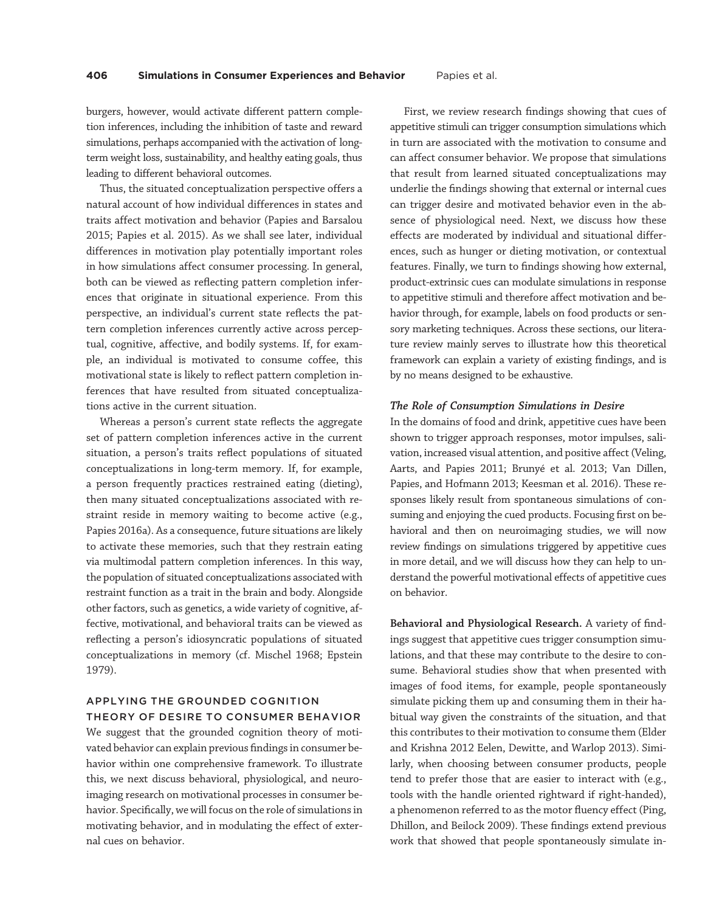burgers, however, would activate different pattern completion inferences, including the inhibition of taste and reward simulations, perhaps accompanied with the activation of long-term weight loss, sustainability, and healthy eating goals, thus leading to different behavioral outcomes.

Thus, the situated conceptualization perspective offers a natural account of how individual differences in states and traits affect motivation and behavior (Papies and Barsalou 2015; Papies et al. 2015). As we shall see later, individual differences in motivation play potentially important roles in how simulations affect consumer processing. In general, both can be viewed as reflecting pattern completion inferences that originate in situational experience. From this perspective, an individual's current state reflects the pattern completion inferences currently active across perceptual, cognitive, affective, and bodily systems. If, for example, an individual is motivated to consume coffee, this motivational state is likely to reflect pattern completion inferences that have resulted from situated conceptualizations active in the current situation.

Whereas a person's current state reflects the aggregate set of pattern completion inferences active in the current situation, a person's traits reflect populations of situated conceptualizations in long-term memory. If, for example, a person frequently practices restrained eating (dieting), then many situated conceptualizations associated with restraint reside in memory waiting to become active (e.g., Papies 2016a). As a consequence, future situations are likely to activate these memories, such that they restrain eating via multimodal pattern completion inferences. In this way, the population of situated conceptualizations associated with restraint function as a trait in the brain and body. Alongside other factors, such as genetics, a wide variety of cognitive, affective, motivational, and behavioral traits can be viewed as reflecting a person's idiosyncratic populations of situated conceptualizations in memory (cf. Mischel 1968; Epstein 1979).

## APPLYING THE GROUNDED COGNITION THEORY OF DESIRE TO CONSUMER BEHAVIOR

We suggest that the grounded cognition theory of motivated behavior can explain previous findings in consumer behavior within one comprehensive framework. To illustrate this, we next discuss behavioral, physiological, and neuroimaging research on motivational processes in consumer behavior. Specifically, we will focus on the role of simulations in motivating behavior, and in modulating the effect of external cues on behavior.

First, we review research findings showing that cues of appetitive stimuli can trigger consumption simulations which in turn are associated with the motivation to consume and can affect consumer behavior. We propose that simulations that result from learned situated conceptualizations may underlie the findings showing that external or internal cues can trigger desire and motivated behavior even in the absence of physiological need. Next, we discuss how these effects are moderated by individual and situational differences, such as hunger or dieting motivation, or contextual features. Finally, we turn to findings showing how external, product-extrinsic cues can modulate simulations in response to appetitive stimuli and therefore affect motivation and behavior through, for example, labels on food products or sensory marketing techniques. Across these sections, our literature review mainly serves to illustrate how this theoretical framework can explain a variety of existing findings, and is by no means designed to be exhaustive.

### *The Role of Consumption Simulations in Desire*

In the domains of food and drink, appetitive cues have been shown to trigger approach responses, motor impulses, salivation, increased visual attention, and positive affect (Veling, Aarts, and Papies 2011; Brunyé et al. 2013; Van Dillen, Papies, and Hofmann 2013; Keesman et al. 2016). These responses likely result from spontaneous simulations of consuming and enjoying the cued products. Focusing first on behavioral and then on neuroimaging studies, we will now review findings on simulations triggered by appetitive cues in more detail, and we will discuss how they can help to understand the powerful motivational effects of appetitive cues on behavior.

**Behavioral and Physiological Research.** A variety of findings suggest that appetitive cues trigger consumption simulations, and that these may contribute to the desire to consume. Behavioral studies show that when presented with images of food items, for example, people spontaneously simulate picking them up and consuming them in their habitual way given the constraints of the situation, and that this contributes to their motivation to consume them (Elder and Krishna 2012 Eelen, Dewitte, and Warlop 2013). Similarly, when choosing between consumer products, people tend to prefer those that are easier to interact with (e.g., tools with the handle oriented rightward if right-handed), a phenomenon referred to as the motor fluency effect (Ping, Dhillon, and Beilock 2009). These findings extend previous work that showed that people spontaneously simulate in-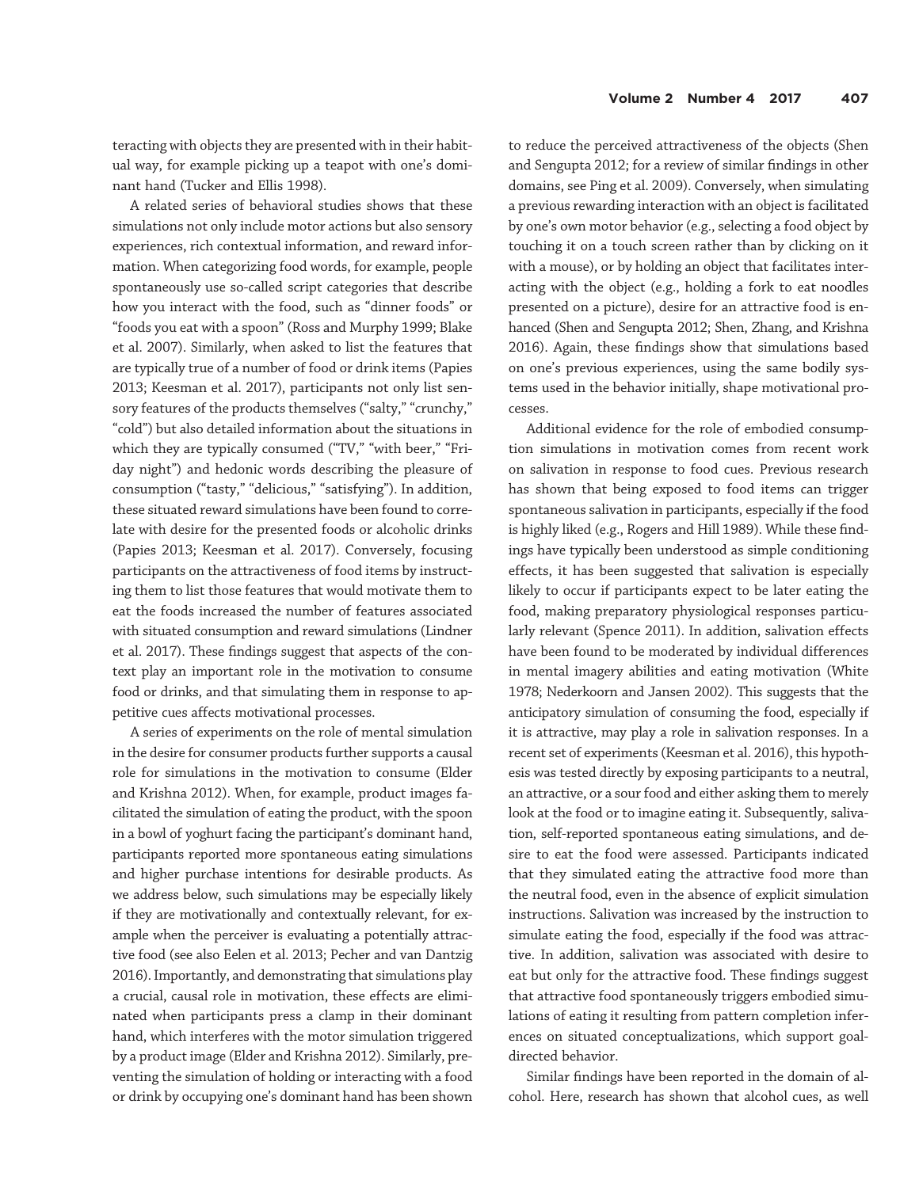teracting with objects they are presented with in their habitual way, for example picking up a teapot with one's dominant hand (Tucker and Ellis 1998).

A related series of behavioral studies shows that these simulations not only include motor actions but also sensory experiences, rich contextual information, and reward information. When categorizing food words, for example, people spontaneously use so-called script categories that describe how you interact with the food, such as "dinner foods" or "foods you eat with a spoon" (Ross and Murphy 1999; Blake et al. 2007). Similarly, when asked to list the features that are typically true of a number of food or drink items (Papies 2013; Keesman et al. 2017), participants not only list sensory features of the products themselves ("salty," "crunchy," "cold") but also detailed information about the situations in which they are typically consumed ("TV," "with beer," "Friday night") and hedonic words describing the pleasure of consumption ("tasty," "delicious," "satisfying"). In addition, these situated reward simulations have been found to correlate with desire for the presented foods or alcoholic drinks (Papies 2013; Keesman et al. 2017). Conversely, focusing participants on the attractiveness of food items by instructing them to list those features that would motivate them to eat the foods increased the number of features associated with situated consumption and reward simulations (Lindner et al. 2017). These findings suggest that aspects of the context play an important role in the motivation to consume food or drinks, and that simulating them in response to appetitive cues affects motivational processes.

A series of experiments on the role of mental simulation in the desire for consumer products further supports a causal role for simulations in the motivation to consume (Elder and Krishna 2012). When, for example, product images facilitated the simulation of eating the product, with the spoon in a bowl of yoghurt facing the participant's dominant hand, participants reported more spontaneous eating simulations and higher purchase intentions for desirable products. As we address below, such simulations may be especially likely if they are motivationally and contextually relevant, for example when the perceiver is evaluating a potentially attractive food (see also Eelen et al. 2013; Pecher and van Dantzig 2016). Importantly, and demonstrating that simulations play a crucial, causal role in motivation, these effects are eliminated when participants press a clamp in their dominant hand, which interferes with the motor simulation triggered by a product image (Elder and Krishna 2012). Similarly, preventing the simulation of holding or interacting with a food or drink by occupying one's dominant hand has been shown to reduce the perceived attractiveness of the objects (Shen and Sengupta 2012; for a review of similar findings in other domains, see Ping et al. 2009). Conversely, when simulating a previous rewarding interaction with an object is facilitated by one's own motor behavior (e.g., selecting a food object by touching it on a touch screen rather than by clicking on it with a mouse), or by holding an object that facilitates interacting with the object (e.g., holding a fork to eat noodles presented on a picture), desire for an attractive food is enhanced (Shen and Sengupta 2012; Shen, Zhang, and Krishna 2016). Again, these findings show that simulations based on one's previous experiences, using the same bodily systems used in the behavior initially, shape motivational processes.

Additional evidence for the role of embodied consumption simulations in motivation comes from recent work on salivation in response to food cues. Previous research has shown that being exposed to food items can trigger spontaneous salivation in participants, especially if the food is highly liked (e.g., Rogers and Hill 1989). While these findings have typically been understood as simple conditioning effects, it has been suggested that salivation is especially likely to occur if participants expect to be later eating the food, making preparatory physiological responses particularly relevant (Spence 2011). In addition, salivation effects have been found to be moderated by individual differences in mental imagery abilities and eating motivation (White 1978; Nederkoorn and Jansen 2002). This suggests that the anticipatory simulation of consuming the food, especially if it is attractive, may play a role in salivation responses. In a recent set of experiments (Keesman et al. 2016), this hypothesis was tested directly by exposing participants to a neutral, an attractive, or a sour food and either asking them to merely look at the food or to imagine eating it. Subsequently, salivation, self-reported spontaneous eating simulations, and desire to eat the food were assessed. Participants indicated that they simulated eating the attractive food more than the neutral food, even in the absence of explicit simulation instructions. Salivation was increased by the instruction to simulate eating the food, especially if the food was attractive. In addition, salivation was associated with desire to eat but only for the attractive food. These findings suggest that attractive food spontaneously triggers embodied simulations of eating it resulting from pattern completion inferences on situated conceptualizations, which support goal-directed behavior.

Similar findings have been reported in the domain of alcohol. Here, research has shown that alcohol cues, as well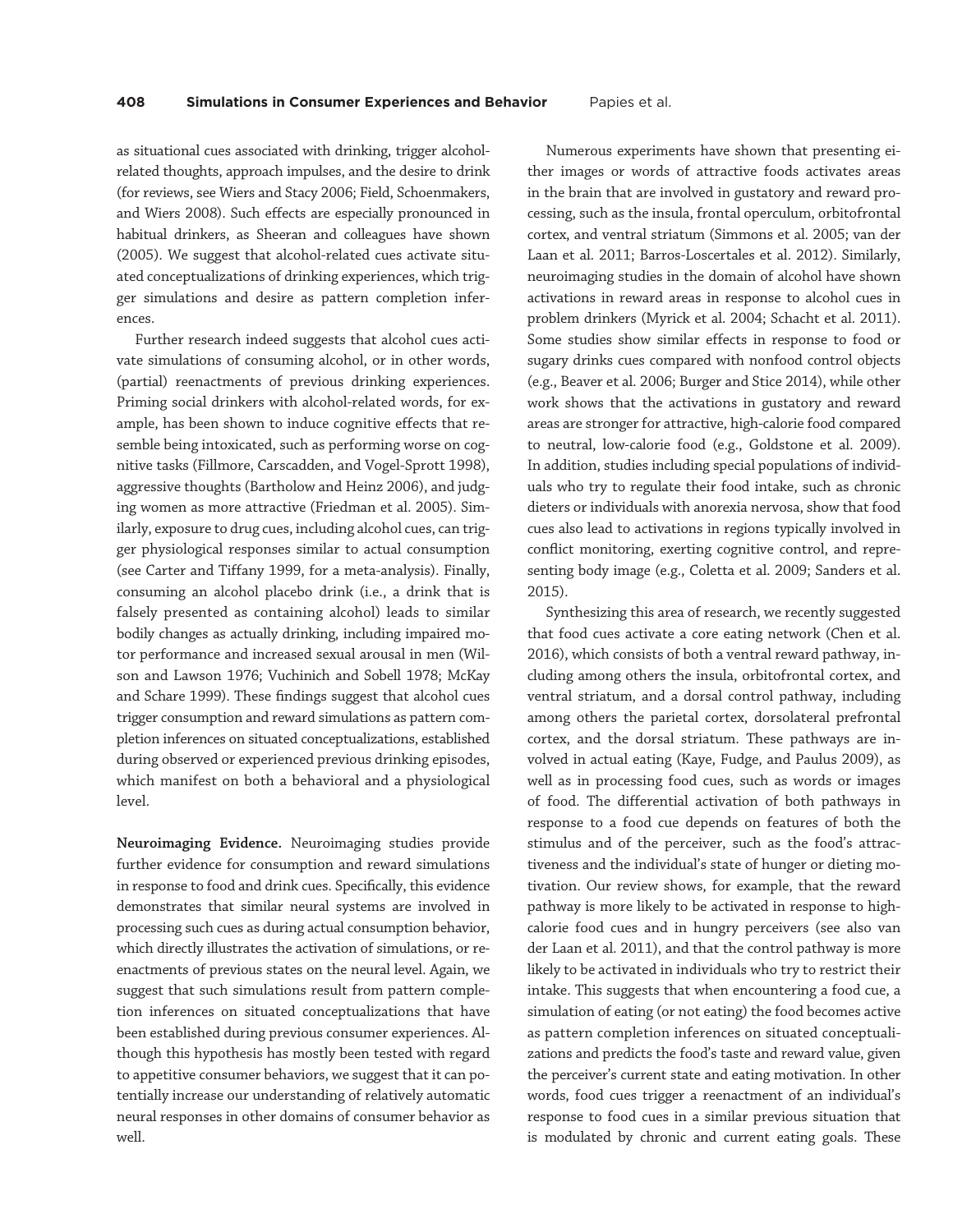as situational cues associated with drinking, trigger alcohol-related thoughts, approach impulses, and the desire to drink (for reviews, see Wiers and Stacy 2006; Field, Schoenmakers, and Wiers 2008). Such effects are especially pronounced in habitual drinkers, as Sheeran and colleagues have shown (2005). We suggest that alcohol-related cues activate situated conceptualizations of drinking experiences, which trigger simulations and desire as pattern completion inferences.

Further research indeed suggests that alcohol cues activate simulations of consuming alcohol, or in other words, (partial) reenactments of previous drinking experiences. Priming social drinkers with alcohol-related words, for example, has been shown to induce cognitive effects that resemble being intoxicated, such as performing worse on cognitive tasks (Fillmore, Carscadden, and Vogel-Sprott 1998), aggressive thoughts (Bartholow and Heinz 2006), and judging women as more attractive (Friedman et al. 2005). Similarly, exposure to drug cues, including alcohol cues, can trigger physiological responses similar to actual consumption (see Carter and Tiffany 1999, for a meta-analysis). Finally, consuming an alcohol placebo drink (i.e., a drink that is falsely presented as containing alcohol) leads to similar bodily changes as actually drinking, including impaired motor performance and increased sexual arousal in men (Wilson and Lawson 1976; Vuchinich and Sobell 1978; McKay and Schare 1999). These findings suggest that alcohol cues trigger consumption and reward simulations as pattern completion inferences on situated conceptualizations, established during observed or experienced previous drinking episodes, which manifest on both a behavioral and a physiological level.

**Neuroimaging Evidence.** Neuroimaging studies provide further evidence for consumption and reward simulations in response to food and drink cues. Specifically, this evidence demonstrates that similar neural systems are involved in processing such cues as during actual consumption behavior, which directly illustrates the activation of simulations, or reenactments of previous states on the neural level. Again, we suggest that such simulations result from pattern completion inferences on situated conceptualizations that have been established during previous consumer experiences. Although this hypothesis has mostly been tested with regard to appetitive consumer behaviors, we suggest that it can potentially increase our understanding of relatively automatic neural responses in other domains of consumer behavior as well.

Numerous experiments have shown that presenting either images or words of attractive foods activates areas in the brain that are involved in gustatory and reward processing, such as the insula, frontal operculum, orbitofrontal cortex, and ventral striatum (Simmons et al. 2005; van der Laan et al. 2011; Barros-Loscertales et al. 2012). Similarly, neuroimaging studies in the domain of alcohol have shown activations in reward areas in response to alcohol cues in problem drinkers (Myrick et al. 2004; Schacht et al. 2011). Some studies show similar effects in response to food or sugary drinks cues compared with nonfood control objects (e.g., Beaver et al. 2006; Burger and Stice 2014), while other work shows that the activations in gustatory and reward areas are stronger for attractive, high-calorie food compared to neutral, low-calorie food (e.g., Goldstone et al. 2009). In addition, studies including special populations of individuals who try to regulate their food intake, such as chronic dieters or individuals with anorexia nervosa, show that food cues also lead to activations in regions typically involved in conflict monitoring, exerting cognitive control, and representing body image (e.g., Coletta et al. 2009; Sanders et al. 2015).

Synthesizing this area of research, we recently suggested that food cues activate a core eating network (Chen et al. 2016), which consists of both a ventral reward pathway, including among others the insula, orbitofrontal cortex, and ventral striatum, and a dorsal control pathway, including among others the parietal cortex, dorsolateral prefrontal cortex, and the dorsal striatum. These pathways are involved in actual eating (Kaye, Fudge, and Paulus 2009), as well as in processing food cues, such as words or images of food. The differential activation of both pathways in response to a food cue depends on features of both the stimulus and of the perceiver, such as the food's attractiveness and the individual's state of hunger or dieting motivation. Our review shows, for example, that the reward pathway is more likely to be activated in response to high-calorie food cues and in hungry perceivers (see also van der Laan et al. 2011), and that the control pathway is more likely to be activated in individuals who try to restrict their intake. This suggests that when encountering a food cue, a simulation of eating (or not eating) the food becomes active as pattern completion inferences on situated conceptualizations and predicts the food's taste and reward value, given the perceiver's current state and eating motivation. In other words, food cues trigger a reenactment of an individual's response to food cues in a similar previous situation that is modulated by chronic and current eating goals. These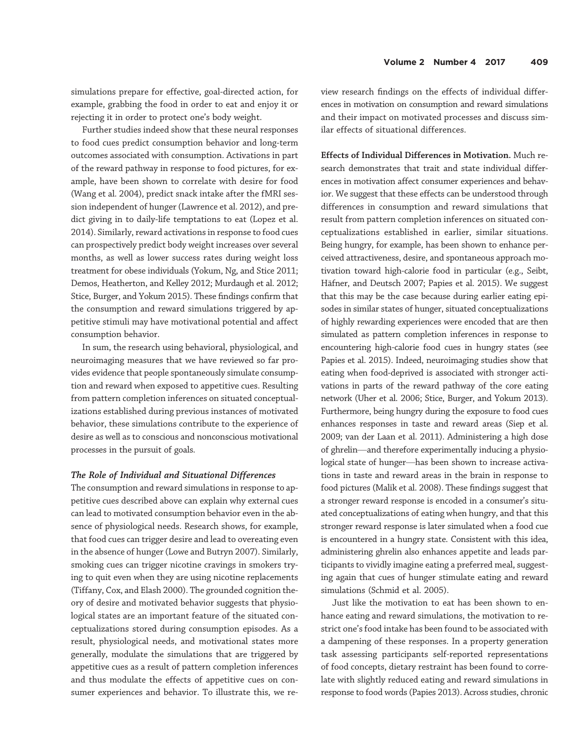simulations prepare for effective, goal-directed action, for example, grabbing the food in order to eat and enjoy it or rejecting it in order to protect one's body weight.

Further studies indeed show that these neural responses to food cues predict consumption behavior and long-term outcomes associated with consumption. Activations in part of the reward pathway in response to food pictures, for example, have been shown to correlate with desire for food (Wang et al. 2004), predict snack intake after the fMRI session independent of hunger (Lawrence et al. 2012), and predict giving in to daily-life temptations to eat (Lopez et al. 2014). Similarly, reward activations in response to food cues can prospectively predict body weight increases over several months, as well as lower success rates during weight loss treatment for obese individuals (Yokum, Ng, and Stice 2011; Demos, Heatherton, and Kelley 2012; Murdaugh et al. 2012; Stice, Burger, and Yokum 2015). These findings confirm that the consumption and reward simulations triggered by appetitive stimuli may have motivational potential and affect consumption behavior.

In sum, the research using behavioral, physiological, and neuroimaging measures that we have reviewed so far provides evidence that people spontaneously simulate consumption and reward when exposed to appetitive cues. Resulting from pattern completion inferences on situated conceptualizations established during previous instances of motivated behavior, these simulations contribute to the experience of desire as well as to conscious and nonconscious motivational processes in the pursuit of goals.

### *The Role of Individual and Situational Differences*

The consumption and reward simulations in response to appetitive cues described above can explain why external cues can lead to motivated consumption behavior even in the absence of physiological needs. Research shows, for example, that food cues can trigger desire and lead to overeating even in the absence of hunger (Lowe and Butryn 2007). Similarly, smoking cues can trigger nicotine cravings in smokers trying to quit even when they are using nicotine replacements (Tiffany, Cox, and Elash 2000). The grounded cognition theory of desire and motivated behavior suggests that physiological states are an important feature of the situated conceptualizations stored during consumption episodes. As a result, physiological needs, and motivational states more generally, modulate the simulations that are triggered by appetitive cues as a result of pattern completion inferences and thus modulate the effects of appetitive cues on consumer experiences and behavior. To illustrate this, we review research findings on the effects of individual differences in motivation on consumption and reward simulations and their impact on motivated processes and discuss similar effects of situational differences.

**Effects of Individual Differences in Motivation.** Much research demonstrates that trait and state individual differences in motivation affect consumer experiences and behavior. We suggest that these effects can be understood through differences in consumption and reward simulations that result from pattern completion inferences on situated conceptualizations established in earlier, similar situations. Being hungry, for example, has been shown to enhance perceived attractiveness, desire, and spontaneous approach motivation toward high-calorie food in particular (e.g., Seibt, Häfner, and Deutsch 2007; Papies et al. 2015). We suggest that this may be the case because during earlier eating episodes in similar states of hunger, situated conceptualizations of highly rewarding experiences were encoded that are then simulated as pattern completion inferences in response to encountering high-calorie food cues in hungry states (see Papies et al. 2015). Indeed, neuroimaging studies show that eating when food-deprived is associated with stronger activations in parts of the reward pathway of the core eating network (Uher et al. 2006; Stice, Burger, and Yokum 2013). Furthermore, being hungry during the exposure to food cues enhances responses in taste and reward areas (Siep et al. 2009; van der Laan et al. 2011). Administering a high dose of ghrelin—and therefore experimentally inducing a physiological state of hunger—has been shown to increase activations in taste and reward areas in the brain in response to food pictures (Malik et al. 2008). These findings suggest that a stronger reward response is encoded in a consumer's situated conceptualizations of eating when hungry, and that this stronger reward response is later simulated when a food cue is encountered in a hungry state. Consistent with this idea, administering ghrelin also enhances appetite and leads participants to vividly imagine eating a preferred meal, suggesting again that cues of hunger stimulate eating and reward simulations (Schmid et al. 2005).

Just like the motivation to eat has been shown to enhance eating and reward simulations, the motivation to restrict one's food intake has been found to be associated with a dampening of these responses. In a property generation task assessing participants self-reported representations of food concepts, dietary restraint has been found to correlate with slightly reduced eating and reward simulations in response to food words (Papies 2013). Across studies, chronic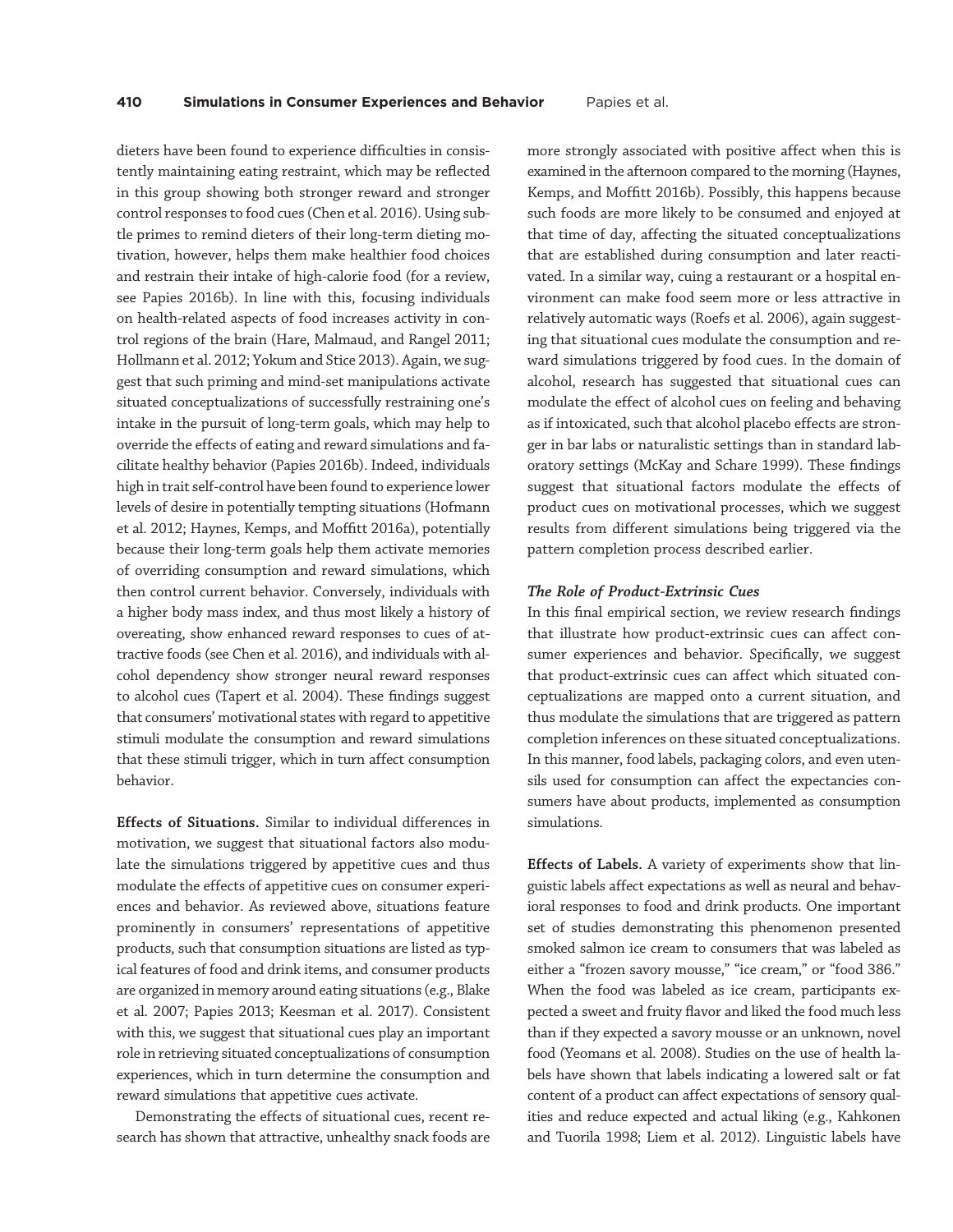dieters have been found to experience difficulties in consistently maintaining eating restraint, which may be reflected in this group showing both stronger reward and stronger control responses to food cues (Chen et al. 2016). Using subtle primes to remind dieters of their long-term dieting motivation, however, helps them make healthier food choices and restrain their intake of high-calorie food (for a review, see Papies 2016b). In line with this, focusing individuals on health-related aspects of food increases activity in control regions of the brain (Hare, Malmaud, and Rangel 2011; Hollmann et al. 2012; Yokum and Stice 2013). Again, we suggest that such priming and mind-set manipulations activate situated conceptualizations of successfully restraining one's intake in the pursuit of long-term goals, which may help to override the effects of eating and reward simulations and facilitate healthy behavior (Papies 2016b). Indeed, individuals high in trait self-control have been found to experience lower levels of desire in potentially tempting situations (Hofmann et al. 2012; Haynes, Kemps, and Moffitt 2016a), potentially because their long-term goals help them activate memories of overriding consumption and reward simulations, which then control current behavior. Conversely, individuals with a higher body mass index, and thus most likely a history of overeating, show enhanced reward responses to cues of attractive foods (see Chen et al. 2016), and individuals with alcohol dependency show stronger neural reward responses to alcohol cues (Tapert et al. 2004). These findings suggest that consumers' motivational states with regard to appetitive stimuli modulate the consumption and reward simulations that these stimuli trigger, which in turn affect consumption behavior.

**Effects of Situations.** Similar to individual differences in motivation, we suggest that situational factors also modulate the simulations triggered by appetitive cues and thus modulate the effects of appetitive cues on consumer experiences and behavior. As reviewed above, situations feature prominently in consumers' representations of appetitive products, such that consumption situations are listed as typical features of food and drink items, and consumer products are organized in memory around eating situations (e.g., Blake et al. 2007; Papies 2013; Keesman et al. 2017). Consistent with this, we suggest that situational cues play an important role in retrieving situated conceptualizations of consumption experiences, which in turn determine the consumption and reward simulations that appetitive cues activate.

Demonstrating the effects of situational cues, recent research has shown that attractive, unhealthy snack foods are more strongly associated with positive affect when this is examined in the afternoon compared to the morning (Haynes, Kemps, and Moffitt 2016b). Possibly, this happens because such foods are more likely to be consumed and enjoyed at that time of day, affecting the situated conceptualizations that are established during consumption and later reactivated. In a similar way, cuing a restaurant or a hospital environment can make food seem more or less attractive in relatively automatic ways (Roefs et al. 2006), again suggesting that situational cues modulate the consumption and reward simulations triggered by food cues. In the domain of alcohol, research has suggested that situational cues can modulate the effect of alcohol cues on feeling and behaving as if intoxicated, such that alcohol placebo effects are stronger in bar labs or naturalistic settings than in standard laboratory settings (McKay and Schare 1999). These findings suggest that situational factors modulate the effects of product cues on motivational processes, which we suggest results from different simulations being triggered via the pattern completion process described earlier.

### *The Role of Product-Extrinsic Cues*

In this final empirical section, we review research findings that illustrate how product-extrinsic cues can affect consumer experiences and behavior. Specifically, we suggest that product-extrinsic cues can affect which situated conceptualizations are mapped onto a current situation, and thus modulate the simulations that are triggered as pattern completion inferences on these situated conceptualizations. In this manner, food labels, packaging colors, and even utensils used for consumption can affect the expectancies consumers have about products, implemented as consumption simulations.

**Effects of Labels.** A variety of experiments show that linguistic labels affect expectations as well as neural and behavioral responses to food and drink products. One important set of studies demonstrating this phenomenon presented smoked salmon ice cream to consumers that was labeled as either a "frozen savory mousse," "ice cream," or "food 386." When the food was labeled as ice cream, participants expected a sweet and fruity flavor and liked the food much less than if they expected a savory mousse or an unknown, novel food (Yeomans et al. 2008). Studies on the use of health labels have shown that labels indicating a lowered salt or fat content of a product can affect expectations of sensory qualities and reduce expected and actual liking (e.g., Kahkonen and Tuorila 1998; Liem et al. 2012). Linguistic labels have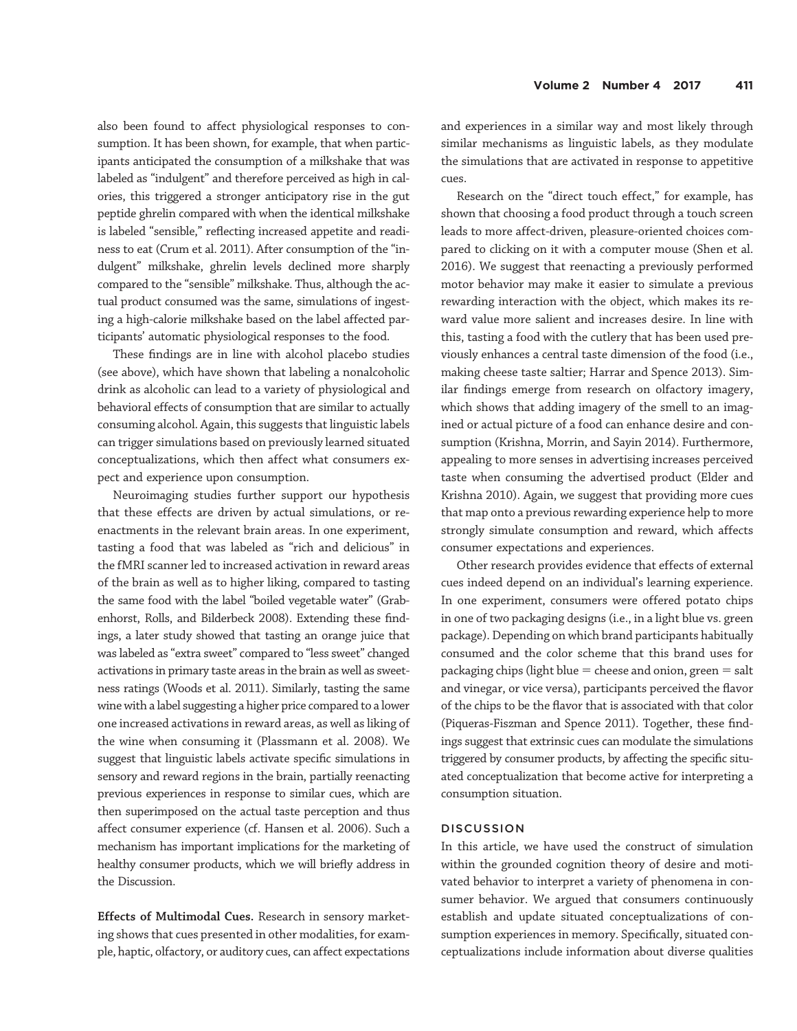also been found to affect physiological responses to consumption. It has been shown, for example, that when participants anticipated the consumption of a milkshake that was labeled as "indulgent" and therefore perceived as high in calories, this triggered a stronger anticipatory rise in the gut peptide ghrelin compared with when the identical milkshake is labeled "sensible," reflecting increased appetite and readiness to eat (Crum et al. 2011). After consumption of the "indulgent" milkshake, ghrelin levels declined more sharply compared to the "sensible" milkshake. Thus, although the actual product consumed was the same, simulations of ingesting a high-calorie milkshake based on the label affected participants' automatic physiological responses to the food.

These findings are in line with alcohol placebo studies (see above), which have shown that labeling a nonalcoholic drink as alcoholic can lead to a variety of physiological and behavioral effects of consumption that are similar to actually consuming alcohol. Again, this suggests that linguistic labels can trigger simulations based on previously learned situated conceptualizations, which then affect what consumers expect and experience upon consumption.

Neuroimaging studies further support our hypothesis that these effects are driven by actual simulations, or reenactments in the relevant brain areas. In one experiment, tasting a food that was labeled as "rich and delicious" in the fMRI scanner led to increased activation in reward areas of the brain as well as to higher liking, compared to tasting the same food with the label "boiled vegetable water" (Grabenhorst, Rolls, and Bilderbeck 2008). Extending these findings, a later study showed that tasting an orange juice that was labeled as "extra sweet" compared to "less sweet" changed activations in primary taste areas in the brain as well as sweetness ratings (Woods et al. 2011). Similarly, tasting the same wine with a label suggesting a higher price compared to a lower one increased activations in reward areas, as well as liking of the wine when consuming it (Plassmann et al. 2008). We suggest that linguistic labels activate specific simulations in sensory and reward regions in the brain, partially reenacting previous experiences in response to similar cues, which are then superimposed on the actual taste perception and thus affect consumer experience (cf. Hansen et al. 2006). Such a mechanism has important implications for the marketing of healthy consumer products, which we will briefly address in the Discussion.

**Effects of Multimodal Cues.** Research in sensory marketing shows that cues presented in other modalities, for example, haptic, olfactory, or auditory cues, can affect expectations and experiences in a similar way and most likely through similar mechanisms as linguistic labels, as they modulate the simulations that are activated in response to appetitive cues.

Research on the "direct touch effect," for example, has shown that choosing a food product through a touch screen leads to more affect-driven, pleasure-oriented choices compared to clicking on it with a computer mouse (Shen et al. 2016). We suggest that reenacting a previously performed motor behavior may make it easier to simulate a previous rewarding interaction with the object, which makes its reward value more salient and increases desire. In line with this, tasting a food with the cutlery that has been used previously enhances a central taste dimension of the food (i.e., making cheese taste saltier; Harrar and Spence 2013). Similar findings emerge from research on olfactory imagery, which shows that adding imagery of the smell to an imagined or actual picture of a food can enhance desire and consumption (Krishna, Morrin, and Sayin 2014). Furthermore, appealing to more senses in advertising increases perceived taste when consuming the advertised product (Elder and Krishna 2010). Again, we suggest that providing more cues that map onto a previous rewarding experience help to more strongly simulate consumption and reward, which affects consumer expectations and experiences.

Other research provides evidence that effects of external cues indeed depend on an individual's learning experience. In one experiment, consumers were offered potato chips in one of two packaging designs (i.e., in a light blue vs. green package). Depending on which brand participants habitually consumed and the color scheme that this brand uses for packaging chips (light blue = cheese and onion, green = salt and vinegar, or vice versa), participants perceived the flavor of the chips to be the flavor that is associated with that color (Piqueras-Fiszman and Spence 2011). Together, these findings suggest that extrinsic cues can modulate the simulations triggered by consumer products, by affecting the specific situated conceptualization that become active for interpreting a consumption situation.

## DISCUSSION

In this article, we have used the construct of simulation within the grounded cognition theory of desire and motivated behavior to interpret a variety of phenomena in consumer behavior. We argued that consumers continuously establish and update situated conceptualizations of consumption experiences in memory. Specifically, situated conceptualizations include information about diverse qualities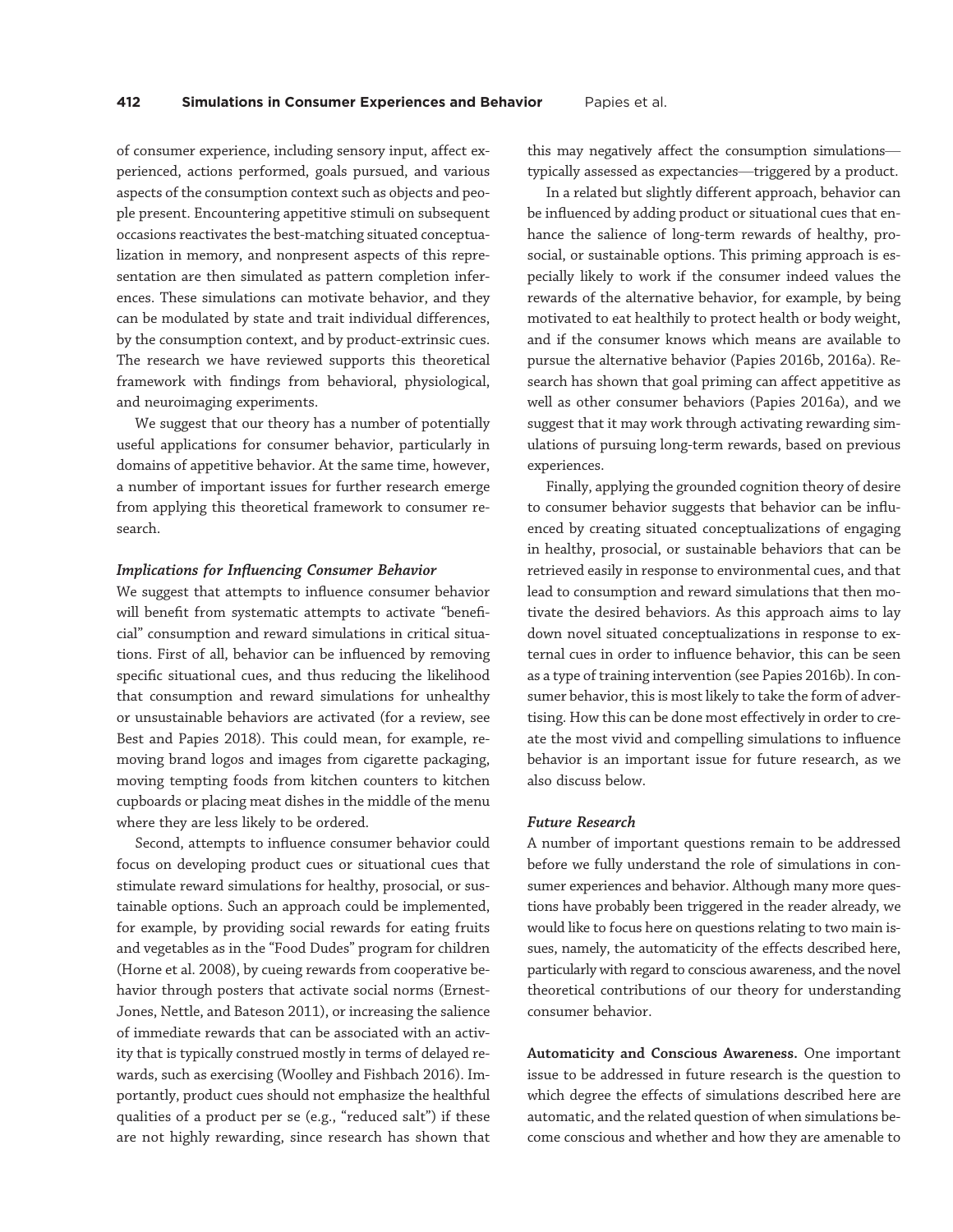of consumer experience, including sensory input, affect experienced, actions performed, goals pursued, and various aspects of the consumption context such as objects and people present. Encountering appetitive stimuli on subsequent occasions reactivates the best-matching situated conceptualization in memory, and nonpresent aspects of this representation are then simulated as pattern completion inferences. These simulations can motivate behavior, and they can be modulated by state and trait individual differences, by the consumption context, and by product-extrinsic cues. The research we have reviewed supports this theoretical framework with findings from behavioral, physiological, and neuroimaging experiments.

We suggest that our theory has a number of potentially useful applications for consumer behavior, particularly in domains of appetitive behavior. At the same time, however, a number of important issues for further research emerge from applying this theoretical framework to consumer research.

### *Implications for Influencing Consumer Behavior*

We suggest that attempts to influence consumer behavior will benefit from systematic attempts to activate "beneficial" consumption and reward simulations in critical situations. First of all, behavior can be influenced by removing specific situational cues, and thus reducing the likelihood that consumption and reward simulations for unhealthy or unsustainable behaviors are activated (for a review, see Best and Papies 2018). This could mean, for example, removing brand logos and images from cigarette packaging, moving tempting foods from kitchen counters to kitchen cupboards or placing meat dishes in the middle of the menu where they are less likely to be ordered.

Second, attempts to influence consumer behavior could focus on developing product cues or situational cues that stimulate reward simulations for healthy, prosocial, or sustainable options. Such an approach could be implemented, for example, by providing social rewards for eating fruits and vegetables as in the "Food Dudes" program for children (Horne et al. 2008), by cueing rewards from cooperative behavior through posters that activate social norms (Ernest-Jones, Nettle, and Bateson 2011), or increasing the salience of immediate rewards that can be associated with an activity that is typically construed mostly in terms of delayed rewards, such as exercising (Woolley and Fishbach 2016). Importantly, product cues should not emphasize the healthful qualities of a product per se (e.g., "reduced salt") if these are not highly rewarding, since research has shown that this may negatively affect the consumption simulations—typically assessed as expectancies—triggered by a product.

In a related but slightly different approach, behavior can be influenced by adding product or situational cues that enhance the salience of long-term rewards of healthy, prosocial, or sustainable options. This priming approach is especially likely to work if the consumer indeed values the rewards of the alternative behavior, for example, by being motivated to eat healthily to protect health or body weight, and if the consumer knows which means are available to pursue the alternative behavior (Papies 2016b, 2016a). Research has shown that goal priming can affect appetitive as well as other consumer behaviors (Papies 2016a), and we suggest that it may work through activating rewarding simulations of pursuing long-term rewards, based on previous experiences.

Finally, applying the grounded cognition theory of desire to consumer behavior suggests that behavior can be influenced by creating situated conceptualizations of engaging in healthy, prosocial, or sustainable behaviors that can be retrieved easily in response to environmental cues, and that lead to consumption and reward simulations that then motivate the desired behaviors. As this approach aims to lay down novel situated conceptualizations in response to external cues in order to influence behavior, this can be seen as a type of training intervention (see Papies 2016b). In consumer behavior, this is most likely to take the form of advertising. How this can be done most effectively in order to create the most vivid and compelling simulations to influence behavior is an important issue for future research, as we also discuss below.

### *Future Research*

A number of important questions remain to be addressed before we fully understand the role of simulations in consumer experiences and behavior. Although many more questions have probably been triggered in the reader already, we would like to focus here on questions relating to two main issues, namely, the automaticity of the effects described here, particularly with regard to conscious awareness, and the novel theoretical contributions of our theory for understanding consumer behavior.

**Automaticity and Conscious Awareness.** One important issue to be addressed in future research is the question to which degree the effects of simulations described here are automatic, and the related question of when simulations become conscious and whether and how they are amenable to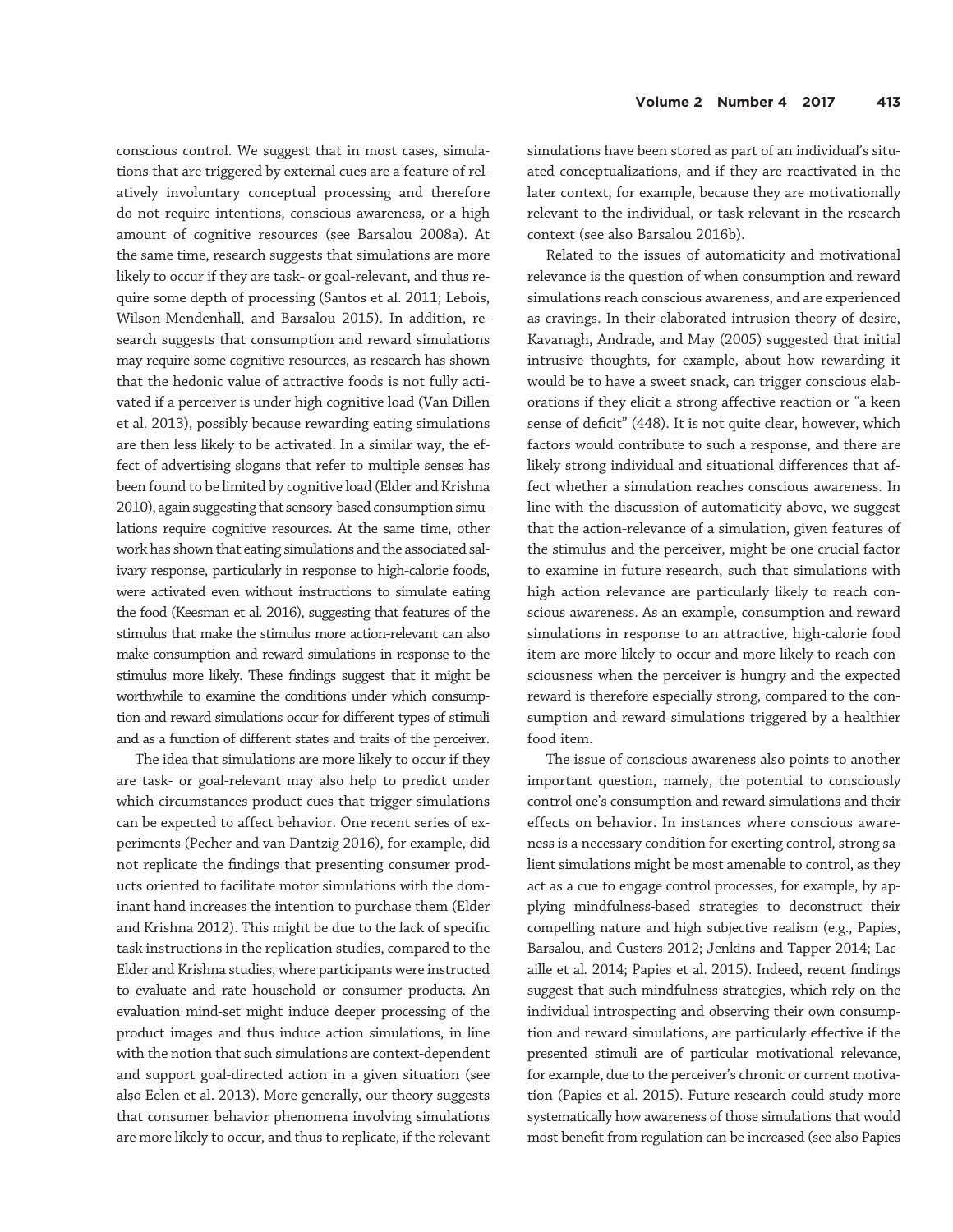conscious control. We suggest that in most cases, simulations that are triggered by external cues are a feature of relatively involuntary conceptual processing and therefore do not require intentions, conscious awareness, or a high amount of cognitive resources (see Barsalou 2008a). At the same time, research suggests that simulations are more likely to occur if they are task- or goal-relevant, and thus require some depth of processing (Santos et al. 2011; Lebois, Wilson-Mendenhall, and Barsalou 2015). In addition, research suggests that consumption and reward simulations may require some cognitive resources, as research has shown that the hedonic value of attractive foods is not fully activated if a perceiver is under high cognitive load (Van Dillen et al. 2013), possibly because rewarding eating simulations are then less likely to be activated. In a similar way, the effect of advertising slogans that refer to multiple senses has been found to be limited by cognitive load (Elder and Krishna 2010), again suggesting that sensory-based consumption simulations require cognitive resources. At the same time, other work has shown that eating simulations and the associated salivary response, particularly in response to high-calorie foods, were activated even without instructions to simulate eating the food (Keesman et al. 2016), suggesting that features of the stimulus that make the stimulus more action-relevant can also make consumption and reward simulations in response to the stimulus more likely. These findings suggest that it might be worthwhile to examine the conditions under which consumption and reward simulations occur for different types of stimuli and as a function of different states and traits of the perceiver.

The idea that simulations are more likely to occur if they are task- or goal-relevant may also help to predict under which circumstances product cues that trigger simulations can be expected to affect behavior. One recent series of experiments (Pecher and van Dantzig 2016), for example, did not replicate the findings that presenting consumer products oriented to facilitate motor simulations with the dominant hand increases the intention to purchase them (Elder and Krishna 2012). This might be due to the lack of specific task instructions in the replication studies, compared to the Elder and Krishna studies, where participants were instructed to evaluate and rate household or consumer products. An evaluation mind-set might induce deeper processing of the product images and thus induce action simulations, in line with the notion that such simulations are context-dependent and support goal-directed action in a given situation (see also Eelen et al. 2013). More generally, our theory suggests that consumer behavior phenomena involving simulations are more likely to occur, and thus to replicate, if the relevant simulations have been stored as part of an individual's situated conceptualizations, and if they are reactivated in the later context, for example, because they are motivationally relevant to the individual, or task-relevant in the research context (see also Barsalou 2016b).

Related to the issues of automaticity and motivational relevance is the question of when consumption and reward simulations reach conscious awareness, and are experienced as cravings. In their elaborated intrusion theory of desire, Kavanagh, Andrade, and May (2005) suggested that initial intrusive thoughts, for example, about how rewarding it would be to have a sweet snack, can trigger conscious elaborations if they elicit a strong affective reaction or "a keen sense of deficit" (448). It is not quite clear, however, which factors would contribute to such a response, and there are likely strong individual and situational differences that affect whether a simulation reaches conscious awareness. In line with the discussion of automaticity above, we suggest that the action-relevance of a simulation, given features of the stimulus and the perceiver, might be one crucial factor to examine in future research, such that simulations with high action relevance are particularly likely to reach conscious awareness. As an example, consumption and reward simulations in response to an attractive, high-calorie food item are more likely to occur and more likely to reach consciousness when the perceiver is hungry and the expected reward is therefore especially strong, compared to the consumption and reward simulations triggered by a healthier food item.

The issue of conscious awareness also points to another important question, namely, the potential to consciously control one's consumption and reward simulations and their effects on behavior. In instances where conscious awareness is a necessary condition for exerting control, strong salient simulations might be most amenable to control, as they act as a cue to engage control processes, for example, by applying mindfulness-based strategies to deconstruct their compelling nature and high subjective realism (e.g., Papies, Barsalou, and Custers 2012; Jenkins and Tapper 2014; Lacaille et al. 2014; Papies et al. 2015). Indeed, recent findings suggest that such mindfulness strategies, which rely on the individual introspecting and observing their own consumption and reward simulations, are particularly effective if the presented stimuli are of particular motivational relevance, for example, due to the perceiver's chronic or current motivation (Papies et al. 2015). Future research could study more systematically how awareness of those simulations that would most benefit from regulation can be increased (see also Papies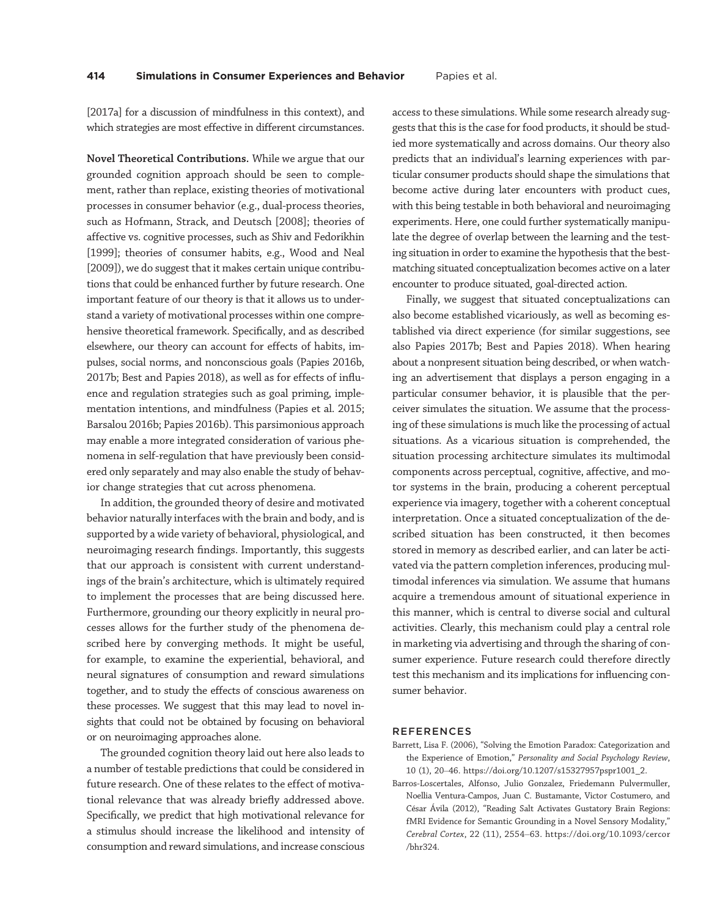[2017a] for a discussion of mindfulness in this context), and which strategies are most effective in different circumstances.

**Novel Theoretical Contributions.** While we argue that our grounded cognition approach should be seen to complement, rather than replace, existing theories of motivational processes in consumer behavior (e.g., dual-process theories, such as Hofmann, Strack, and Deutsch [2008]; theories of affective vs. cognitive processes, such as Shiv and Fedorikhin [1999]; theories of consumer habits, e.g., Wood and Neal [2009]), we do suggest that it makes certain unique contributions that could be enhanced further by future research. One important feature of our theory is that it allows us to understand a variety of motivational processes within one comprehensive theoretical framework. Specifically, and as described elsewhere, our theory can account for effects of habits, impulses, social norms, and nonconscious goals (Papies 2016b, 2017b; Best and Papies 2018), as well as for effects of influence and regulation strategies such as goal priming, implementation intentions, and mindfulness (Papies et al. 2015; Barsalou 2016b; Papies 2016b). This parsimonious approach may enable a more integrated consideration of various phenomena in self-regulation that have previously been considered only separately and may also enable the study of behavior change strategies that cut across phenomena.

In addition, the grounded theory of desire and motivated behavior naturally interfaces with the brain and body, and is supported by a wide variety of behavioral, physiological, and neuroimaging research findings. Importantly, this suggests that our approach is consistent with current understandings of the brain's architecture, which is ultimately required to implement the processes that are being discussed here. Furthermore, grounding our theory explicitly in neural processes allows for the further study of the phenomena described here by converging methods. It might be useful, for example, to examine the experiential, behavioral, and neural signatures of consumption and reward simulations together, and to study the effects of conscious awareness on these processes. We suggest that this may lead to novel insights that could not be obtained by focusing on behavioral or on neuroimaging approaches alone.

The grounded cognition theory laid out here also leads to a number of testable predictions that could be considered in future research. One of these relates to the effect of motivational relevance that was already briefly addressed above. Specifically, we predict that high motivational relevance for a stimulus should increase the likelihood and intensity of consumption and reward simulations, and increase conscious access to these simulations. While some research already suggests that this is the case for food products, it should be studied more systematically and across domains. Our theory also predicts that an individual's learning experiences with particular consumer products should shape the simulations that become active during later encounters with product cues, with this being testable in both behavioral and neuroimaging experiments. Here, one could further systematically manipulate the degree of overlap between the learning and the testing situation in order to examine the hypothesis that the best-matching situated conceptualization becomes active on a later encounter to produce situated, goal-directed action.

Finally, we suggest that situated conceptualizations can also become established vicariously, as well as becoming established via direct experience (for similar suggestions, see also Papies 2017b; Best and Papies 2018). When hearing about a nonpresent situation being described, or when watching an advertisement that displays a person engaging in a particular consumer behavior, it is plausible that the perceiver simulates the situation. We assume that the processing of these simulations is much like the processing of actual situations. As a vicarious situation is comprehended, the situation processing architecture simulates its multimodal components across perceptual, cognitive, affective, and motor systems in the brain, producing a coherent perceptual experience via imagery, together with a coherent conceptual interpretation. Once a situated conceptualization of the described situation has been constructed, it then becomes stored in memory as described earlier, and can later be activated via the pattern completion inferences, producing multimodal inferences via simulation. We assume that humans acquire a tremendous amount of situational experience in this manner, which is central to diverse social and cultural activities. Clearly, this mechanism could play a central role in marketing via advertising and through the sharing of consumer experience. Future research could therefore directly test this mechanism and its implications for influencing consumer behavior.

## REFERENCES

Barrett, Lisa F. (2006), "Solving the Emotion Paradox: Categorization and the Experience of Emotion," *Personality and Social Psychology Review*, 10 (1), 20–46. https://doi.org/10.1207/s15327957pspr1001_2.

Barros-Loscertales, Alfonso, Julio Gonzalez, Friedemann Pulvermuller, Noellia Ventura-Campos, Juan C. Bustamante, Victor Costumero, and César Ávila (2012), "Reading Salt Activates Gustatory Brain Regions: fMRI Evidence for Semantic Grounding in a Novel Sensory Modality," *Cerebral Cortex*, 22 (11), 2554–63. https://doi.org/10.1093/cercor/bhr324.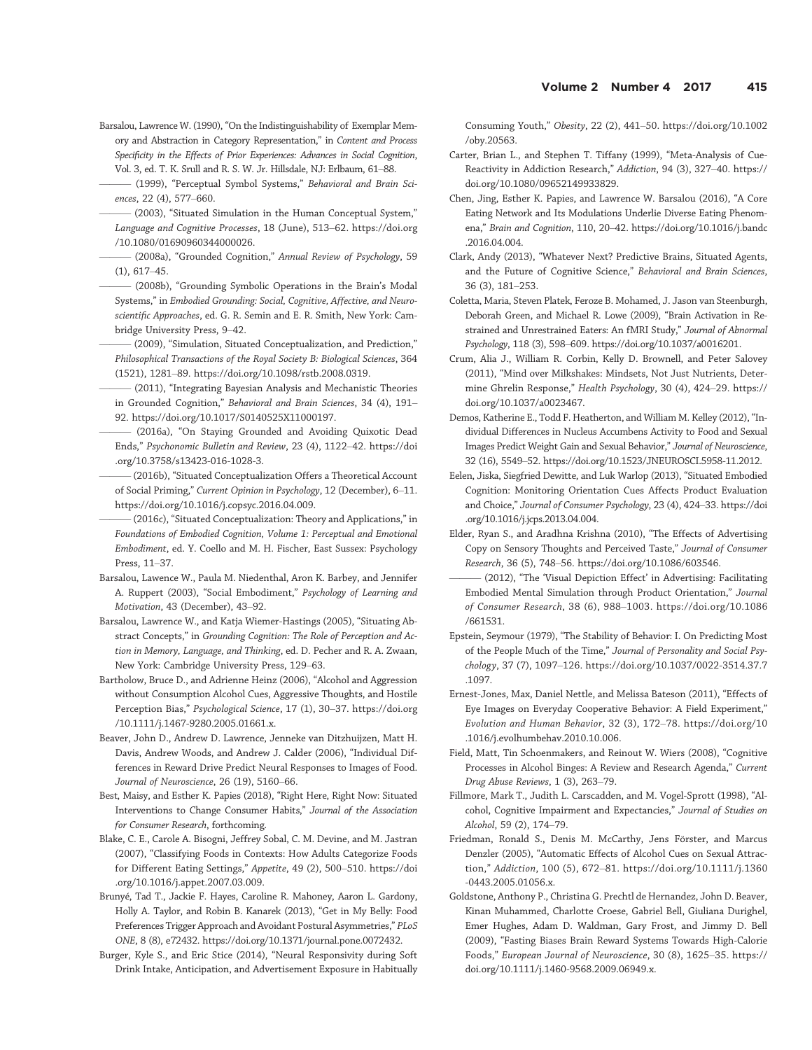Barsalou, Lawrence W. (1990), "On the Indistinguishability of Exemplar Memory and Abstraction in Category Representation," in *Content and Process Specificity in the Effects of Prior Experiences: Advances in Social Cognition*, Vol. 3, ed. T. K. Srull and R. S. W. Jr. Hillsdale, NJ: Erlbaum, 61–88.

——— (1999), "Perceptual Symbol Systems," *Behavioral and Brain Sciences*, 22 (4), 577–660.

——— (2003), "Situated Simulation in the Human Conceptual System," *Language and Cognitive Processes*, 18 (June), 513–62. https://doi.org/10.1080/01690960344000026.

——— (2008a), "Grounded Cognition," *Annual Review of Psychology*, 59 (1), 617–45.

——— (2008b), "Grounding Symbolic Operations in the Brain's Modal Systems," in *Embodied Grounding: Social, Cognitive, Affective, and Neuroscientific Approaches*, ed. G. R. Semin and E. R. Smith, New York: Cambridge University Press, 9–42.

——— (2009), "Simulation, Situated Conceptualization, and Prediction," *Philosophical Transactions of the Royal Society B: Biological Sciences*, 364 (1521), 1281–89. https://doi.org/10.1098/rstb.2008.0319.

——— (2011), "Integrating Bayesian Analysis and Mechanistic Theories in Grounded Cognition," *Behavioral and Brain Sciences*, 34 (4), 191–92. https://doi.org/10.1017/S0140525X11000197.

——— (2016a), "On Staying Grounded and Avoiding Quixotic Dead Ends," *Psychonomic Bulletin and Review*, 23 (4), 1122–42. https://doi.org/10.3758/s13423-016-1028-3.

——— (2016b), "Situated Conceptualization Offers a Theoretical Account of Social Priming," *Current Opinion in Psychology*, 12 (December), 6–11. https://doi.org/10.1016/j.copsyc.2016.04.009.

——— (2016c), "Situated Conceptualization: Theory and Applications," in *Foundations of Embodied Cognition, Volume 1: Perceptual and Emotional Embodiment*, ed. Y. Coello and M. H. Fischer, East Sussex: Psychology Press, 11–37.

Barsalou, Lawence W., Paula M. Niedenthal, Aron K. Barbey, and Jennifer A. Ruppert (2003), "Social Embodiment," *Psychology of Learning and Motivation*, 43 (December), 43–92.

Barsalou, Lawrence W., and Katja Wiemer-Hastings (2005), "Situating Abstract Concepts," in *Grounding Cognition: The Role of Perception and Action in Memory, Language, and Thinking*, ed. D. Pecher and R. A. Zwaan, New York: Cambridge University Press, 129–63.

Bartholow, Bruce D., and Adrienne Heinz (2006), "Alcohol and Aggression without Consumption Alcohol Cues, Aggressive Thoughts, and Hostile Perception Bias," *Psychological Science*, 17 (1), 30–37. https://doi.org/10.1111/j.1467-9280.2005.01661.x.

Beaver, John D., Andrew D. Lawrence, Jenneke van Ditzhuijzen, Matt H. Davis, Andrew Woods, and Andrew J. Calder (2006), "Individual Differences in Reward Drive Predict Neural Responses to Images of Food. *Journal of Neuroscience*, 26 (19), 5160–66.

Best, Maisy, and Esther K. Papies (2018), "Right Here, Right Now: Situated Interventions to Change Consumer Habits," *Journal of the Association for Consumer Research*, forthcoming.

Blake, C. E., Carole A. Bisogni, Jeffrey Sobal, C. M. Devine, and M. Jastran (2007), "Classifying Foods in Contexts: How Adults Categorize Foods for Different Eating Settings," *Appetite*, 49 (2), 500–510. https://doi.org/10.1016/j.appet.2007.03.009.

Brunyé, Tad T., Jackie F. Hayes, Caroline R. Mahoney, Aaron L. Gardony, Holly A. Taylor, and Robin B. Kanarek (2013), "Get in My Belly: Food Preferences Trigger Approach and Avoidant Postural Asymmetries," *PLoS ONE*, 8 (8), e72432. https://doi.org/10.1371/journal.pone.0072432.

Burger, Kyle S., and Eric Stice (2014), "Neural Responsivity during Soft Drink Intake, Anticipation, and Advertisement Exposure in Habitually Consuming Youth," *Obesity*, 22 (2), 441–50. https://doi.org/10.1002/oby.20563.

Carter, Brian L., and Stephen T. Tiffany (1999), "Meta-Analysis of Cue-Reactivity in Addiction Research," *Addiction*, 94 (3), 327–40. https://doi.org/10.1080/09652149933829.

Chen, Jing, Esther K. Papies, and Lawrence W. Barsalou (2016), "A Core Eating Network and Its Modulations Underlie Diverse Eating Phenomena," *Brain and Cognition*, 110, 20–42. https://doi.org/10.1016/j.bandc.2016.04.004.

Clark, Andy (2013), "Whatever Next? Predictive Brains, Situated Agents, and the Future of Cognitive Science," *Behavioral and Brain Sciences*, 36 (3), 181–253.

Coletta, Maria, Steven Platek, Feroze B. Mohamed, J. Jason van Steenburgh, Deborah Green, and Michael R. Lowe (2009), "Brain Activation in Restrained and Unrestrained Eaters: An fMRI Study," *Journal of Abnormal Psychology*, 118 (3), 598–609. https://doi.org/10.1037/a0016201.

Crum, Alia J., William R. Corbin, Kelly D. Brownell, and Peter Salovey (2011), "Mind over Milkshakes: Mindsets, Not Just Nutrients, Determine Ghrelin Response," *Health Psychology*, 30 (4), 424–29. https://doi.org/10.1037/a0023467.

Demos, Katherine E., Todd F. Heatherton, and William M. Kelley (2012), "Individual Differences in Nucleus Accumbens Activity to Food and Sexual Images Predict Weight Gain and Sexual Behavior," *Journal of Neuroscience*, 32 (16), 5549–52. https://doi.org/10.1523/JNEUROSCI.5958-11.2012.

Eelen, Jiska, Siegfried Dewitte, and Luk Warlop (2013), "Situated Embodied Cognition: Monitoring Orientation Cues Affects Product Evaluation and Choice," *Journal of Consumer Psychology*, 23 (4), 424–33. https://doi.org/10.1016/j.jcps.2013.04.004.

Elder, Ryan S., and Aradhna Krishna (2010), "The Effects of Advertising Copy on Sensory Thoughts and Perceived Taste," *Journal of Consumer Research*, 36 (5), 748–56. https://doi.org/10.1086/603546.

——— (2012), "The 'Visual Depiction Effect' in Advertising: Facilitating Embodied Mental Simulation through Product Orientation," *Journal of Consumer Research*, 38 (6), 988–1003. https://doi.org/10.1086/661531.

Epstein, Seymour (1979), "The Stability of Behavior: I. On Predicting Most of the People Much of the Time," *Journal of Personality and Social Psychology*, 37 (7), 1097–126. https://doi.org/10.1037/0022-3514.37.7.1097.

Ernest-Jones, Max, Daniel Nettle, and Melissa Bateson (2011), "Effects of Eye Images on Everyday Cooperative Behavior: A Field Experiment," *Evolution and Human Behavior*, 32 (3), 172–78. https://doi.org/10.1016/j.evolhumbehav.2010.10.006.

Field, Matt, Tin Schoenmakers, and Reinout W. Wiers (2008), "Cognitive Processes in Alcohol Binges: A Review and Research Agenda," *Current Drug Abuse Reviews*, 1 (3), 263–79.

Fillmore, Mark T., Judith L. Carscadden, and M. Vogel-Sprott (1998), "Alcohol, Cognitive Impairment and Expectancies," *Journal of Studies on Alcohol*, 59 (2), 174–79.

Friedman, Ronald S., Denis M. McCarthy, Jens Förster, and Marcus Denzler (2005), "Automatic Effects of Alcohol Cues on Sexual Attraction," *Addiction*, 100 (5), 672–81. https://doi.org/10.1111/j.1360-0443.2005.01056.x.

Goldstone, Anthony P., Christina G. Prechtl de Hernandez, John D. Beaver, Kinan Muhammed, Charlotte Croese, Gabriel Bell, Giuliana Durighel, Emer Hughes, Adam D. Waldman, Gary Frost, and Jimmy D. Bell (2009), "Fasting Biases Brain Reward Systems Towards High-Calorie Foods," *European Journal of Neuroscience*, 30 (8), 1625–35. https://doi.org/10.1111/j.1460-9568.2009.06949.x.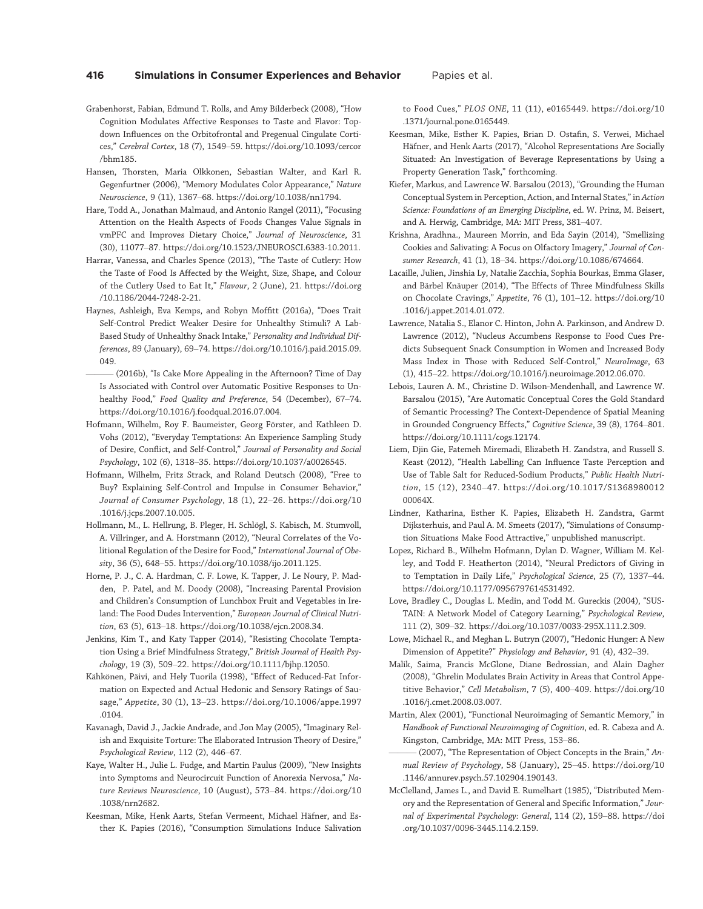Grabenhorst, Fabian, Edmund T. Rolls, and Amy Bilderbeck (2008), "How Cognition Modulates Affective Responses to Taste and Flavor: Top-down Influences on the Orbitofrontal and Pregenual Cingulate Cortices," *Cerebral Cortex*, 18 (7), 1549–59. https://doi.org/10.1093/cercor/bhm185.

Hansen, Thorsten, Maria Olkkonen, Sebastian Walter, and Karl R. Gegenfurtner (2006), "Memory Modulates Color Appearance," *Nature Neuroscience*, 9 (11), 1367–68. https://doi.org/10.1038/nn1794.

Hare, Todd A., Jonathan Malmaud, and Antonio Rangel (2011), "Focusing Attention on the Health Aspects of Foods Changes Value Signals in vmPFC and Improves Dietary Choice," *Journal of Neuroscience*, 31 (30), 11077–87. https://doi.org/10.1523/JNEUROSCI.6383-10.2011.

Harrar, Vanessa, and Charles Spence (2013), "The Taste of Cutlery: How the Taste of Food Is Affected by the Weight, Size, Shape, and Colour of the Cutlery Used to Eat It," *Flavour*, 2 (June), 21. https://doi.org/10.1186/2044-7248-2-21.

Haynes, Ashleigh, Eva Kemps, and Robyn Moffitt (2016a), "Does Trait Self-Control Predict Weaker Desire for Unhealthy Stimuli? A Lab-Based Study of Unhealthy Snack Intake," *Personality and Individual Differences*, 89 (January), 69–74. https://doi.org/10.1016/j.paid.2015.09.049.

——— (2016b), "Is Cake More Appealing in the Afternoon? Time of Day Is Associated with Control over Automatic Positive Responses to Unhealthy Food," *Food Quality and Preference*, 54 (December), 67–74. https://doi.org/10.1016/j.foodqual.2016.07.004.

Hofmann, Wilhelm, Roy F. Baumeister, Georg Förster, and Kathleen D. Vohs (2012), "Everyday Temptations: An Experience Sampling Study of Desire, Conflict, and Self-Control," *Journal of Personality and Social Psychology*, 102 (6), 1318–35. https://doi.org/10.1037/a0026545.

Hofmann, Wilhelm, Fritz Strack, and Roland Deutsch (2008), "Free to Buy? Explaining Self-Control and Impulse in Consumer Behavior," *Journal of Consumer Psychology*, 18 (1), 22–26. https://doi.org/10.1016/j.jcps.2007.10.005.

Hollmann, M., L. Hellrung, B. Pleger, H. Schlögl, S. Kabisch, M. Stumvoll, A. Villringer, and A. Horstmann (2012), "Neural Correlates of the Volitional Regulation of the Desire for Food," *International Journal of Obesity*, 36 (5), 648–55. https://doi.org/10.1038/ijo.2011.125.

Horne, P. J., C. A. Hardman, C. F. Lowe, K. Tapper, J. Le Noury, P. Madden, P. Patel, and M. Doody (2008), "Increasing Parental Provision and Children's Consumption of Lunchbox Fruit and Vegetables in Ireland: The Food Dudes Intervention," *European Journal of Clinical Nutrition*, 63 (5), 613–18. https://doi.org/10.1038/ejcn.2008.34.

Jenkins, Kim T., and Katy Tapper (2014), "Resisting Chocolate Temptation Using a Brief Mindfulness Strategy," *British Journal of Health Psychology*, 19 (3), 509–22. https://doi.org/10.1111/bjhp.12050.

Kähkönen, Päivi, and Hely Tuorila (1998), "Effect of Reduced-Fat Information on Expected and Actual Hedonic and Sensory Ratings of Sausage," *Appetite*, 30 (1), 13–23. https://doi.org/10.1006/appe.1997.0104.

Kavanagh, David J., Jackie Andrade, and Jon May (2005), "Imaginary Relish and Exquisite Torture: The Elaborated Intrusion Theory of Desire," *Psychological Review*, 112 (2), 446–67.

Kaye, Walter H., Julie L. Fudge, and Martin Paulus (2009), "New Insights into Symptoms and Neurocircuit Function of Anorexia Nervosa," *Nature Reviews Neuroscience*, 10 (August), 573–84. https://doi.org/10.1038/nrn2682.

Keesman, Mike, Henk Aarts, Stefan Vermeent, Michael Häfner, and Esther K. Papies (2016), "Consumption Simulations Induce Salivation to Food Cues," *PLOS ONE*, 11 (11), e0165449. https://doi.org/10.1371/journal.pone.0165449.

Keesman, Mike, Esther K. Papies, Brian D. Ostafin, S. Verwei, Michael Häfner, and Henk Aarts (2017), "Alcohol Representations Are Socially Situated: An Investigation of Beverage Representations by Using a Property Generation Task," forthcoming.

Kiefer, Markus, and Lawrence W. Barsalou (2013), "Grounding the Human Conceptual System in Perception, Action, and Internal States," in *Action Science: Foundations of an Emerging Discipline*, ed. W. Prinz, M. Beisert, and A. Herwig, Cambridge, MA: MIT Press, 381–407.

Krishna, Aradhna., Maureen Morrin, and Eda Sayin (2014), "Smellizing Cookies and Salivating: A Focus on Olfactory Imagery," *Journal of Consumer Research*, 41 (1), 18–34. https://doi.org/10.1086/674664.

Lacaille, Julien, Jinshia Ly, Natalie Zacchia, Sophia Bourkas, Emma Glaser, and Bärbel Knäuper (2014), "The Effects of Three Mindfulness Skills on Chocolate Cravings," *Appetite*, 76 (1), 101–12. https://doi.org/10.1016/j.appet.2014.01.072.

Lawrence, Natalia S., Elanor C. Hinton, John A. Parkinson, and Andrew D. Lawrence (2012), "Nucleus Accumbens Response to Food Cues Predicts Subsequent Snack Consumption in Women and Increased Body Mass Index in Those with Reduced Self-Control," *NeuroImage*, 63 (1), 415–22. https://doi.org/10.1016/j.neuroimage.2012.06.070.

Lebois, Lauren A. M., Christine D. Wilson-Mendenhall, and Lawrence W. Barsalou (2015), "Are Automatic Conceptual Cores the Gold Standard of Semantic Processing? The Context-Dependence of Spatial Meaning in Grounded Congruency Effects," *Cognitive Science*, 39 (8), 1764–801. https://doi.org/10.1111/cogs.12174.

Liem, Djin Gie, Fatemeh Miremadi, Elizabeth H. Zandstra, and Russell S. Keast (2012), "Health Labelling Can Influence Taste Perception and Use of Table Salt for Reduced-Sodium Products," *Public Health Nutrition*, 15 (12), 2340–47. https://doi.org/10.1017/S136898001200064X.

Lindner, Katharina, Esther K. Papies, Elizabeth H. Zandstra, Garmt Dijksterhuis, and Paul A. M. Smeets (2017), "Simulations of Consumption Situations Make Food Attractive," unpublished manuscript.

Lopez, Richard B., Wilhelm Hofmann, Dylan D. Wagner, William M. Kelley, and Todd F. Heatherton (2014), "Neural Predictors of Giving in to Temptation in Daily Life," *Psychological Science*, 25 (7), 1337–44. https://doi.org/10.1177/0956797614531492.

Love, Bradley C., Douglas L. Medin, and Todd M. Gureckis (2004), "SUSTAIN: A Network Model of Category Learning," *Psychological Review*, 111 (2), 309–32. https://doi.org/10.1037/0033-295X.111.2.309.

Lowe, Michael R., and Meghan L. Butryn (2007), "Hedonic Hunger: A New Dimension of Appetite?" *Physiology and Behavior*, 91 (4), 432–39.

Malik, Saima, Francis McGlone, Diane Bedrossian, and Alain Dagher (2008), "Ghrelin Modulates Brain Activity in Areas that Control Appetitive Behavior," *Cell Metabolism*, 7 (5), 400–409. https://doi.org/10.1016/j.cmet.2008.03.007.

Martin, Alex (2001), "Functional Neuroimaging of Semantic Memory," in *Handbook of Functional Neuroimaging of Cognition*, ed. R. Cabeza and A. Kingston, Cambridge, MA: MIT Press, 153–86.

——— (2007), "The Representation of Object Concepts in the Brain," *Annual Review of Psychology*, 58 (January), 25–45. https://doi.org/10.1146/annurev.psych.57.102904.190143.

McClelland, James L., and David E. Rumelhart (1985), "Distributed Memory and the Representation of General and Specific Information," *Journal of Experimental Psychology: General*, 114 (2), 159–88. https://doi.org/10.1037/0096-3445.114.2.159.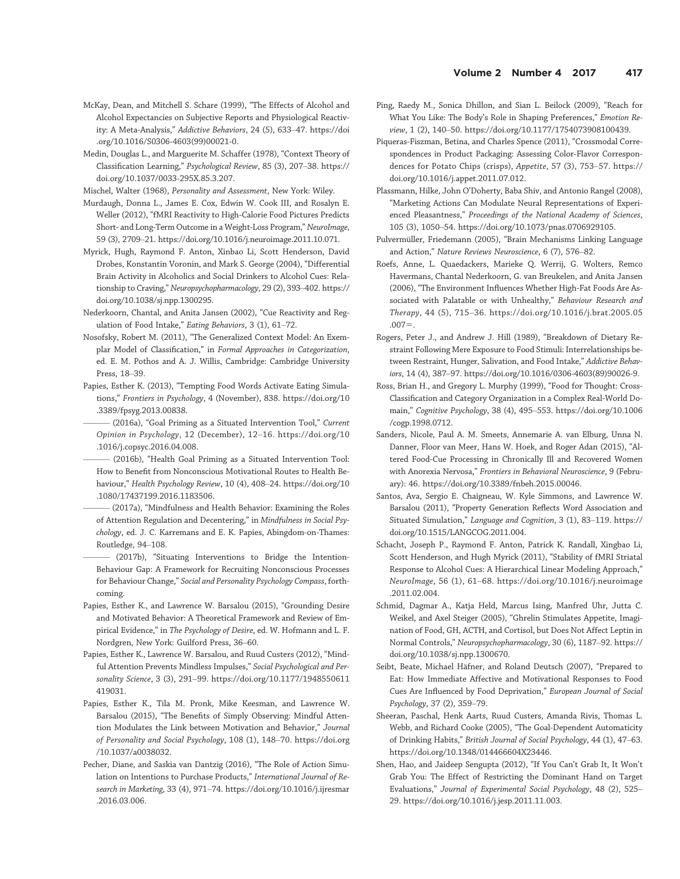McKay, Dean, and Mitchell S. Schare (1999), "The Effects of Alcohol and Alcohol Expectancies on Subjective Reports and Physiological Reactivity: A Meta-Analysis," *Addictive Behaviors*, 24 (5), 633–47. https://doi.org/10.1016/S0306-4603(99)00021-0.

Medin, Douglas L., and Marguerite M. Schaffer (1978), "Context Theory of Classification Learning," *Psychological Review*, 85 (3), 207–38. https://doi.org/10.1037/0033-295X.85.3.207.

Mischel, Walter (1968), *Personality and Assessment*, New York: Wiley.

Murdaugh, Donna L., James E. Cox, Edwin W. Cook III, and Rosalyn E. Weller (2012), "fMRI Reactivity to High-Calorie Food Pictures Predicts Short- and Long-Term Outcome in a Weight-Loss Program," *NeuroImage*, 59 (3), 2709–21. https://doi.org/10.1016/j.neuroimage.2011.10.071.

Myrick, Hugh, Raymond F. Anton, Xinbao Li, Scott Henderson, David Drobes, Konstantin Voronin, and Mark S. George (2004), "Differential Brain Activity in Alcoholics and Social Drinkers to Alcohol Cues: Relationship to Craving," *Neuropsychopharmacology*, 29 (2), 393–402. https://doi.org/10.1038/sj.npp.1300295.

Nederkoorn, Chantal, and Anita Jansen (2002), "Cue Reactivity and Regulation of Food Intake," *Eating Behaviors*, 3 (1), 61–72.

Nosofsky, Robert M. (2011), "The Generalized Context Model: An Exemplar Model of Classification," in *Formal Approaches in Categorization*, ed. E. M. Pothos and A. J. Willis, Cambridge: Cambridge University Press, 18–39.

Papies, Esther K. (2013), "Tempting Food Words Activate Eating Simulations," *Frontiers in Psychology*, 4 (November), 838. https://doi.org/10.3389/fpsyg.2013.00838.

——— (2016a), "Goal Priming as a Situated Intervention Tool," *Current Opinion in Psychology*, 12 (December), 12–16. https://doi.org/10.1016/j.copsyc.2016.04.008.

——— (2016b), "Health Goal Priming as a Situated Intervention Tool: How to Benefit from Nonconscious Motivational Routes to Health Behaviour," *Health Psychology Review*, 10 (4), 408–24. https://doi.org/10.1080/17437199.2016.1183506.

——— (2017a), "Mindfulness and Health Behavior: Examining the Roles of Attention Regulation and Decentering," in *Mindfulness in Social Psychology*, ed. J. C. Karremans and E. K. Papies, Abingdom-on-Thames: Routledge, 94–108.

——— (2017b), "Situating Interventions to Bridge the Intention-Behaviour Gap: A Framework for Recruiting Nonconscious Processes for Behaviour Change," *Social and Personality Psychology Compass*, forthcoming.

Papies, Esther K., and Lawrence W. Barsalou (2015), "Grounding Desire and Motivated Behavior: A Theoretical Framework and Review of Empirical Evidence," in *The Psychology of Desire*, ed. W. Hofmann and L. F. Nordgren, New York: Guilford Press, 36–60.

Papies, Esther K., Lawrence W. Barsalou, and Ruud Custers (2012), "Mindful Attention Prevents Mindless Impulses," *Social Psychological and Personality Science*, 3 (3), 291–99. https://doi.org/10.1177/1948550611419031.

Papies, Esther K., Tila M. Pronk, Mike Keesman, and Lawrence W. Barsalou (2015), "The Benefits of Simply Observing: Mindful Attention Modulates the Link between Motivation and Behavior," *Journal of Personality and Social Psychology*, 108 (1), 148–70. https://doi.org/10.1037/a0038032.

Pecher, Diane, and Saskia van Dantzig (2016), "The Role of Action Simulation on Intentions to Purchase Products," *International Journal of Research in Marketing*, 33 (4), 971–74. https://doi.org/10.1016/j.ijresmar.2016.03.006.

Ping, Raedy M., Sonica Dhillon, and Sian L. Beilock (2009), "Reach for What You Like: The Body's Role in Shaping Preferences," *Emotion Review*, 1 (2), 140–50. https://doi.org/10.1177/1754073908100439.

Piqueras-Fiszman, Betina, and Charles Spence (2011), "Crossmodal Correspondences in Product Packaging: Assessing Color-Flavor Correspondences for Potato Chips (crisps), *Appetite*, 57 (3), 753–57. https://doi.org/10.1016/j.appet.2011.07.012.

Plassmann, Hilke, John O'Doherty, Baba Shiv, and Antonio Rangel (2008), "Marketing Actions Can Modulate Neural Representations of Experienced Pleasantness," *Proceedings of the National Academy of Sciences*, 105 (3), 1050–54. https://doi.org/10.1073/pnas.0706929105.

Pulvermüller, Friedemann (2005), "Brain Mechanisms Linking Language and Action," *Nature Reviews Neuroscience*, 6 (7), 576–82.

Roefs, Anne, L. Quaedackers, Marieke Q. Werrij, G. Wolters, Remco Havermans, Chantal Nederkoorn, G. van Breukelen, and Anita Jansen (2006), "The Environment Influences Whether High-Fat Foods Are Associated with Palatable or with Unhealthy," *Behaviour Research and Therapy*, 44 (5), 715–36. https://doi.org/10.1016/j.brat.2005.05.007=.

Rogers, Peter J., and Andrew J. Hill (1989), "Breakdown of Dietary Restraint Following Mere Exposure to Food Stimuli: Interrelationships between Restraint, Hunger, Salivation, and Food Intake," *Addictive Behaviors*, 14 (4), 387–97. https://doi.org/10.1016/0306-4603(89)90026-9.

Ross, Brian H., and Gregory L. Murphy (1999), "Food for Thought: Cross-Classification and Category Organization in a Complex Real-World Domain," *Cognitive Psychology*, 38 (4), 495–553. https://doi.org/10.1006/cogp.1998.0712.

Sanders, Nicole, Paul A. M. Smeets, Annemarie A. van Elburg, Unna N. Danner, Floor van Meer, Hans W. Hoek, and Roger Adan (2015), "Altered Food-Cue Processing in Chronically Ill and Recovered Women with Anorexia Nervosa," *Frontiers in Behavioral Neuroscience*, 9 (February): 46. https://doi.org/10.3389/fnbeh.2015.00046.

Santos, Ava, Sergio E. Chaigneau, W. Kyle Simmons, and Lawrence W. Barsalou (2011), "Property Generation Reflects Word Association and Situated Simulation," *Language and Cognition*, 3 (1), 83–119. https://doi.org/10.1515/LANGCOG.2011.004.

Schacht, Joseph P., Raymond F. Anton, Patrick K. Randall, Xingbao Li, Scott Henderson, and Hugh Myrick (2011), "Stability of fMRI Striatal Response to Alcohol Cues: A Hierarchical Linear Modeling Approach," *NeuroImage*, 56 (1), 61–68. https://doi.org/10.1016/j.neuroimage.2011.02.004.

Schmid, Dagmar A., Katja Held, Marcus Ising, Manfred Uhr, Jutta C. Weikel, and Axel Steiger (2005), "Ghrelin Stimulates Appetite, Imagination of Food, GH, ACTH, and Cortisol, but Does Not Affect Leptin in Normal Controls," *Neuropsychopharmacology*, 30 (6), 1187–92. https://doi.org/10.1038/sj.npp.1300670.

Seibt, Beate, Michael Häfner, and Roland Deutsch (2007), "Prepared to Eat: How Immediate Affective and Motivational Responses to Food Cues Are Influenced by Food Deprivation," *European Journal of Social Psychology*, 37 (2), 359–79.

Sheeran, Paschal, Henk Aarts, Ruud Custers, Amanda Rivis, Thomas L. Webb, and Richard Cooke (2005), "The Goal-Dependent Automaticity of Drinking Habits," *British Journal of Social Psychology*, 44 (1), 47–63. https://doi.org/10.1348/014466604X23446.

Shen, Hao, and Jaideep Sengupta (2012), "If You Can't Grab It, It Won't Grab You: The Effect of Restricting the Dominant Hand on Target Evaluations," *Journal of Experimental Social Psychology*, 48 (2), 525–29. https://doi.org/10.1016/j.jesp.2011.11.003.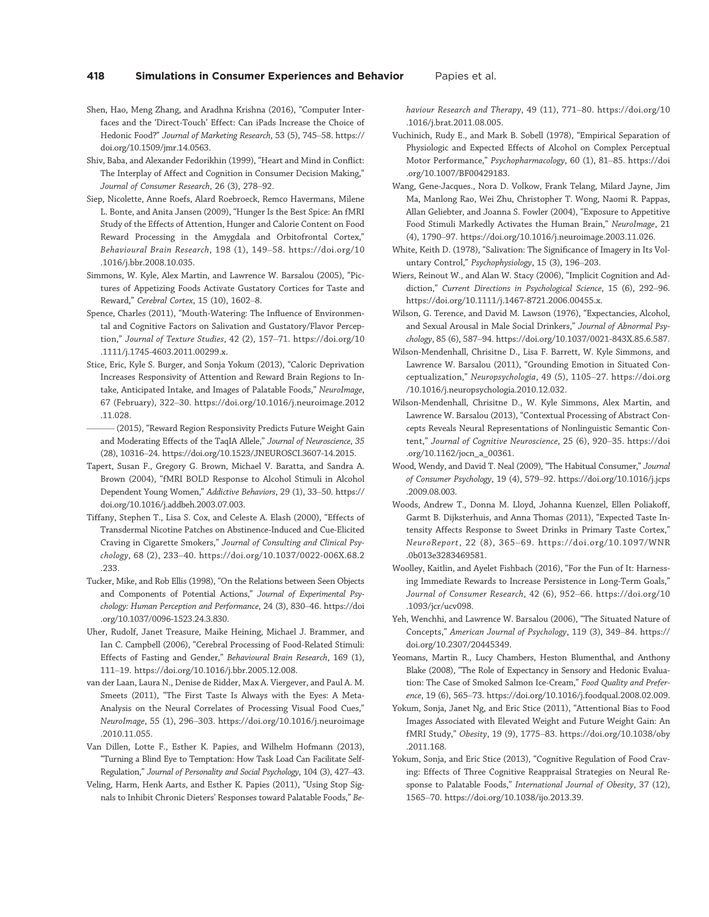Shen, Hao, Meng Zhang, and Aradhna Krishna (2016), "Computer Interfaces and the 'Direct-Touch' Effect: Can iPads Increase the Choice of Hedonic Food?" *Journal of Marketing Research*, 53 (5), 745–58. https://doi.org/10.1509/jmr.14.0563.

Shiv, Baba, and Alexander Fedorikhin (1999), "Heart and Mind in Conflict: The Interplay of Affect and Cognition in Consumer Decision Making," *Journal of Consumer Research*, 26 (3), 278–92.

Siep, Nicolette, Anne Roefs, Alard Roebroeck, Remco Havermans, Milene L. Bonte, and Anita Jansen (2009), "Hunger Is the Best Spice: An fMRI Study of the Effects of Attention, Hunger and Calorie Content on Food Reward Processing in the Amygdala and Orbitofrontal Cortex," *Behavioural Brain Research*, 198 (1), 149–58. https://doi.org/10.1016/j.bbr.2008.10.035.

Simmons, W. Kyle, Alex Martin, and Lawrence W. Barsalou (2005), "Pictures of Appetizing Foods Activate Gustatory Cortices for Taste and Reward," *Cerebral Cortex*, 15 (10), 1602–8.

Spence, Charles (2011), "Mouth-Watering: The Influence of Environmental and Cognitive Factors on Salivation and Gustatory/Flavor Perception," *Journal of Texture Studies*, 42 (2), 157–71. https://doi.org/10.1111/j.1745-4603.2011.00299.x.

Stice, Eric, Kyle S. Burger, and Sonja Yokum (2013), "Caloric Deprivation Increases Responsivity of Attention and Reward Brain Regions to Intake, Anticipated Intake, and Images of Palatable Foods," *NeuroImage*, 67 (February), 322–30. https://doi.org/10.1016/j.neuroimage.2012.11.028.

——— (2015), "Reward Region Responsivity Predicts Future Weight Gain and Moderating Effects of the TaqIA Allele," *Journal of Neuroscience*, 35 (28), 10316–24. https://doi.org/10.1523/JNEUROSCI.3607-14.2015.

Tapert, Susan F., Gregory G. Brown, Michael V. Baratta, and Sandra A. Brown (2004), "fMRI BOLD Response to Alcohol Stimuli in Alcohol Dependent Young Women," *Addictive Behaviors*, 29 (1), 33–50. https://doi.org/10.1016/j.addbeh.2003.07.003.

Tiffany, Stephen T., Lisa S. Cox, and Celeste A. Elash (2000), "Effects of Transdermal Nicotine Patches on Abstinence-Induced and Cue-Elicited Craving in Cigarette Smokers," *Journal of Consulting and Clinical Psychology*, 68 (2), 233–40. https://doi.org/10.1037/0022-006X.68.2.233.

Tucker, Mike, and Rob Ellis (1998), "On the Relations between Seen Objects and Components of Potential Actions," *Journal of Experimental Psychology: Human Perception and Performance*, 24 (3), 830–46. https://doi.org/10.1037/0096-1523.24.3.830.

Uher, Rudolf, Janet Treasure, Maike Heining, Michael J. Brammer, and Ian C. Campbell (2006), "Cerebral Processing of Food-Related Stimuli: Effects of Fasting and Gender," *Behavioural Brain Research*, 169 (1), 111–19. https://doi.org/10.1016/j.bbr.2005.12.008.

van der Laan, Laura N., Denise de Ridder, Max A. Viergever, and Paul A. M. Smeets (2011), "The First Taste Is Always with the Eyes: A Meta-Analysis on the Neural Correlates of Processing Visual Food Cues," *NeuroImage*, 55 (1), 296–303. https://doi.org/10.1016/j.neuroimage.2010.11.055.

Van Dillen, Lotte F., Esther K. Papies, and Wilhelm Hofmann (2013), "Turning a Blind Eye to Temptation: How Task Load Can Facilitate Self-Regulation," *Journal of Personality and Social Psychology*, 104 (3), 427–43.

Veling, Harm, Henk Aarts, and Esther K. Papies (2011), "Using Stop Signals to Inhibit Chronic Dieters' Responses toward Palatable Foods," *Behaviour Research and Therapy*, 49 (11), 771–80. https://doi.org/10.1016/j.brat.2011.08.005.

Vuchinich, Rudy E., and Mark B. Sobell (1978), "Empirical Separation of Physiologic and Expected Effects of Alcohol on Complex Perceptual Motor Performance," *Psychopharmacology*, 60 (1), 81–85. https://doi.org/10.1007/BF00429183.

Wang, Gene-Jacques., Nora D. Volkow, Frank Telang, Milard Jayne, Jim Ma, Manlong Rao, Wei Zhu, Christopher T. Wong, Naomi R. Pappas, Allan Geliebter, and Joanna S. Fowler (2004), "Exposure to Appetitive Food Stimuli Markedly Activates the Human Brain," *NeuroImage*, 21 (4), 1790–97. https://doi.org/10.1016/j.neuroimage.2003.11.026.

White, Keith D. (1978), "Salivation: The Significance of Imagery in Its Voluntary Control," *Psychophysiology*, 15 (3), 196–203.

Wiers, Reinout W., and Alan W. Stacy (2006), "Implicit Cognition and Addiction," *Current Directions in Psychological Science*, 15 (6), 292–96. https://doi.org/10.1111/j.1467-8721.2006.00455.x.

Wilson, G. Terence, and David M. Lawson (1976), "Expectancies, Alcohol, and Sexual Arousal in Male Social Drinkers," *Journal of Abnormal Psychology*, 85 (6), 587–94. https://doi.org/10.1037/0021-843X.85.6.587.

Wilson-Mendenhall, Chrisitne D., Lisa F. Barrett, W. Kyle Simmons, and Lawrence W. Barsalou (2011), "Grounding Emotion in Situated Conceptualization," *Neuropsychologia*, 49 (5), 1105–27. https://doi.org/10.1016/j.neuropsychologia.2010.12.032.

Wilson-Mendenhall, Chrisitne D., W. Kyle Simmons, Alex Martin, and Lawrence W. Barsalou (2013), "Contextual Processing of Abstract Concepts Reveals Neural Representations of Nonlinguistic Semantic Content," *Journal of Cognitive Neuroscience*, 25 (6), 920–35. https://doi.org/10.1162/jocn_a_00361.

Wood, Wendy, and David T. Neal (2009), "The Habitual Consumer," *Journal of Consumer Psychology*, 19 (4), 579–92. https://doi.org/10.1016/j.jcps.2009.08.003.

Woods, Andrew T., Donna M. Lloyd, Johanna Kuenzel, Ellen Poliakoff, Garmt B. Dijksterhuis, and Anna Thomas (2011), "Expected Taste Intensity Affects Response to Sweet Drinks in Primary Taste Cortex," *NeuroReport*, 22 (8), 365–69. https://doi.org/10.1097/WNR.0b013e3283469581.

Woolley, Kaitlin, and Ayelet Fishbach (2016), "For the Fun of It: Harnessing Immediate Rewards to Increase Persistence in Long-Term Goals," *Journal of Consumer Research*, 42 (6), 952–66. https://doi.org/10.1093/jcr/ucv098.

Yeh, Wenchhi, and Lawrence W. Barsalou (2006), "The Situated Nature of Concepts," *American Journal of Psychology*, 119 (3), 349–84. https://doi.org/10.2307/20445349.

Yeomans, Martin R., Lucy Chambers, Heston Blumenthal, and Anthony Blake (2008), "The Role of Expectancy in Sensory and Hedonic Evaluation: The Case of Smoked Salmon Ice-Cream," *Food Quality and Preference*, 19 (6), 565–73. https://doi.org/10.1016/j.foodqual.2008.02.009.

Yokum, Sonja, Janet Ng, and Eric Stice (2011), "Attentional Bias to Food Images Associated with Elevated Weight and Future Weight Gain: An fMRI Study," *Obesity*, 19 (9), 1775–83. https://doi.org/10.1038/oby.2011.168.

Yokum, Sonja, and Eric Stice (2013), "Cognitive Regulation of Food Craving: Effects of Three Cognitive Reappraisal Strategies on Neural Response to Palatable Foods," *International Journal of Obesity*, 37 (12), 1565–70. https://doi.org/10.1038/ijo.2013.39.